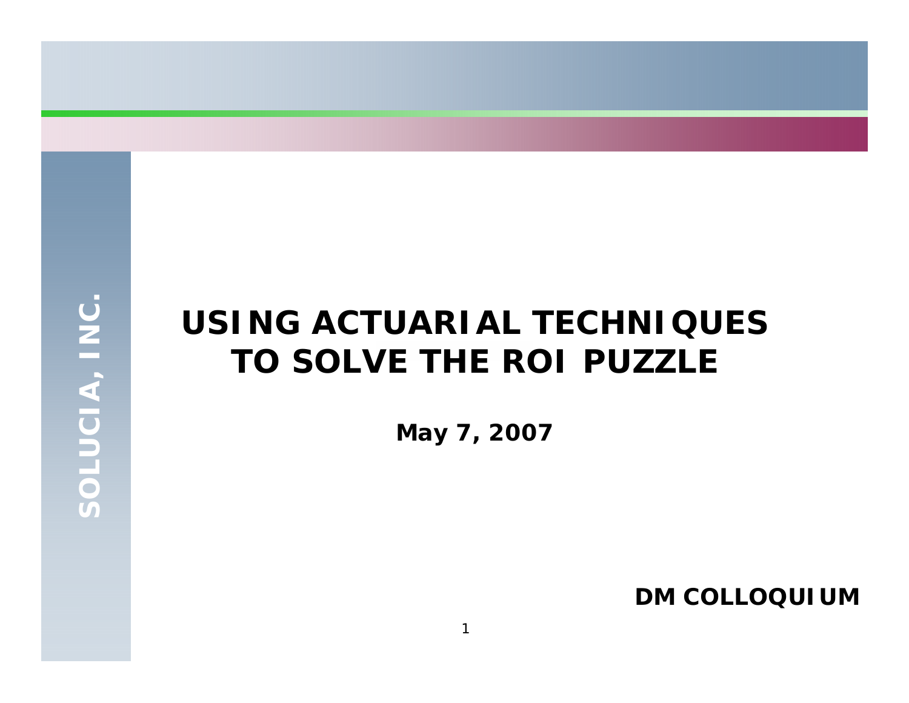SOLUCIA, INC.

# USING ACTUARIAL TECHNIQUES TO SOLVE THE ROI PUZZLE

**May 7, 2007**

**DM COLLOQUIUM**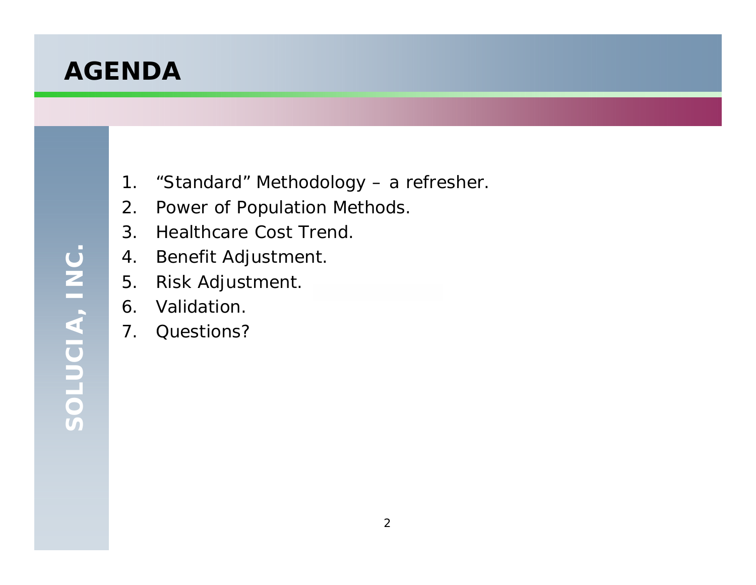# AGENDA

1. "Standard" Methodology – a refresher.
2. Power of Population Methods.
3. Healthcare Cost Trend.
4. Benefit Adjustment.
5. Risk Adjustment.
6. Validation.
7. Questions?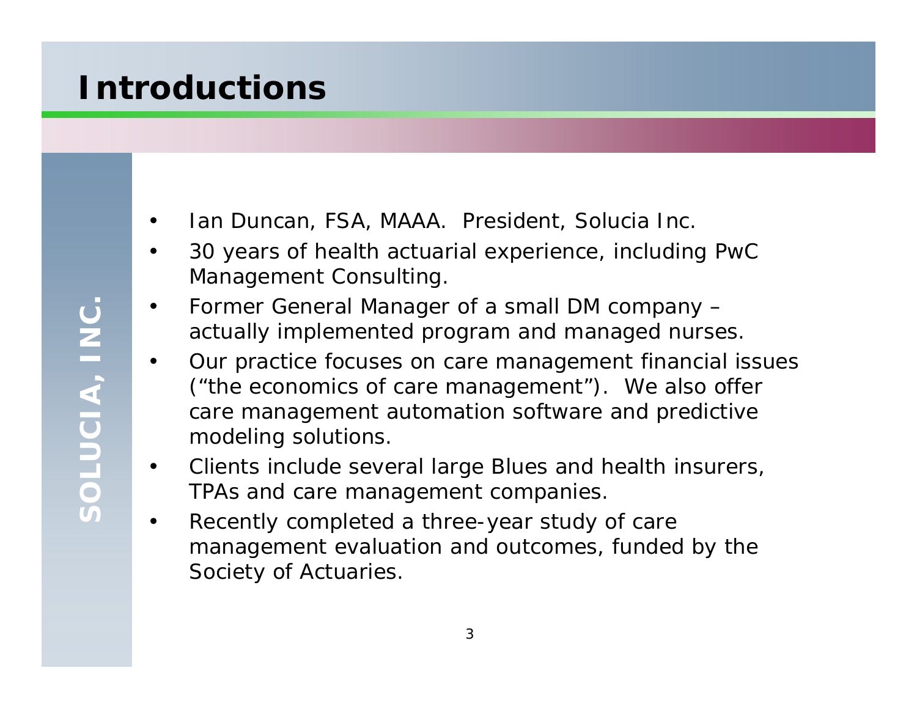# Introductions

- Ian Duncan, FSA, MAAA. President, Solucia Inc.
- 30 years of health actuarial experience, including PwC Management Consulting.
- Former General Manager of a small DM company – actually implemented program and managed nurses.
- Our practice focuses on care management financial issues ("the economics of care management"). We also offer care management automation software and predictive modeling solutions.
- Clients include several large Blues and health insurers, TPAs and care management companies.
- Recently completed a three-year study of care management evaluation and outcomes, funded by the Society of Actuaries.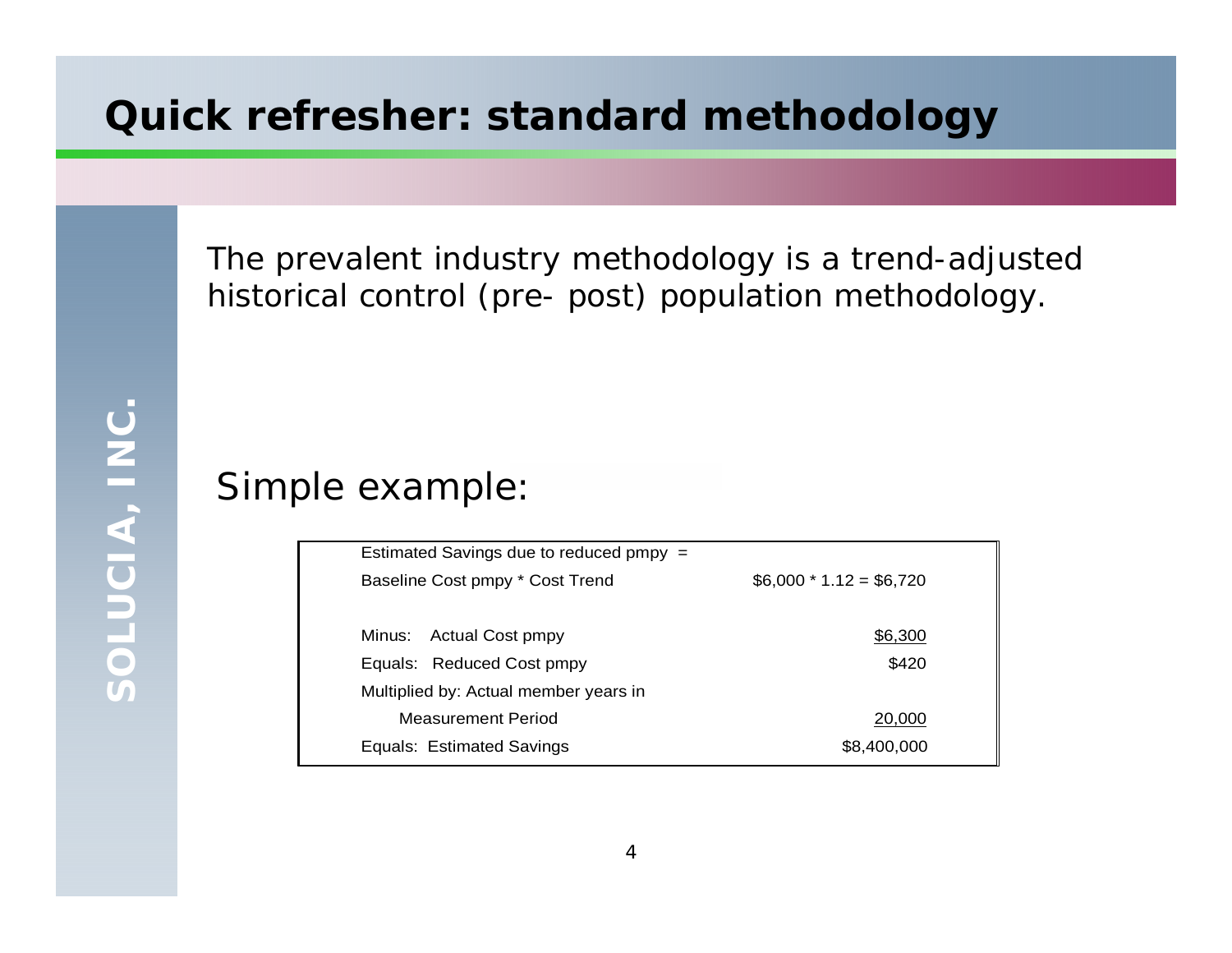# Quick refresher: standard methodology

The prevalent industry methodology is a trend-adjusted historical control (pre- post) population methodology.

Simple example:

| | |
|---|---|
| Estimated Savings due to reduced pmpy = | |
| Baseline Cost pmpy * Cost Trend | $6,000 * 1.12 = $6,720 |
| | |
| Minus: Actual Cost pmpy | $6,300 |
| Equals: Reduced Cost pmpy | $420 |
| Multiplied by: Actual member years in | |
| Measurement Period | 20,000 |
| Equals: Estimated Savings | $8,400,000 |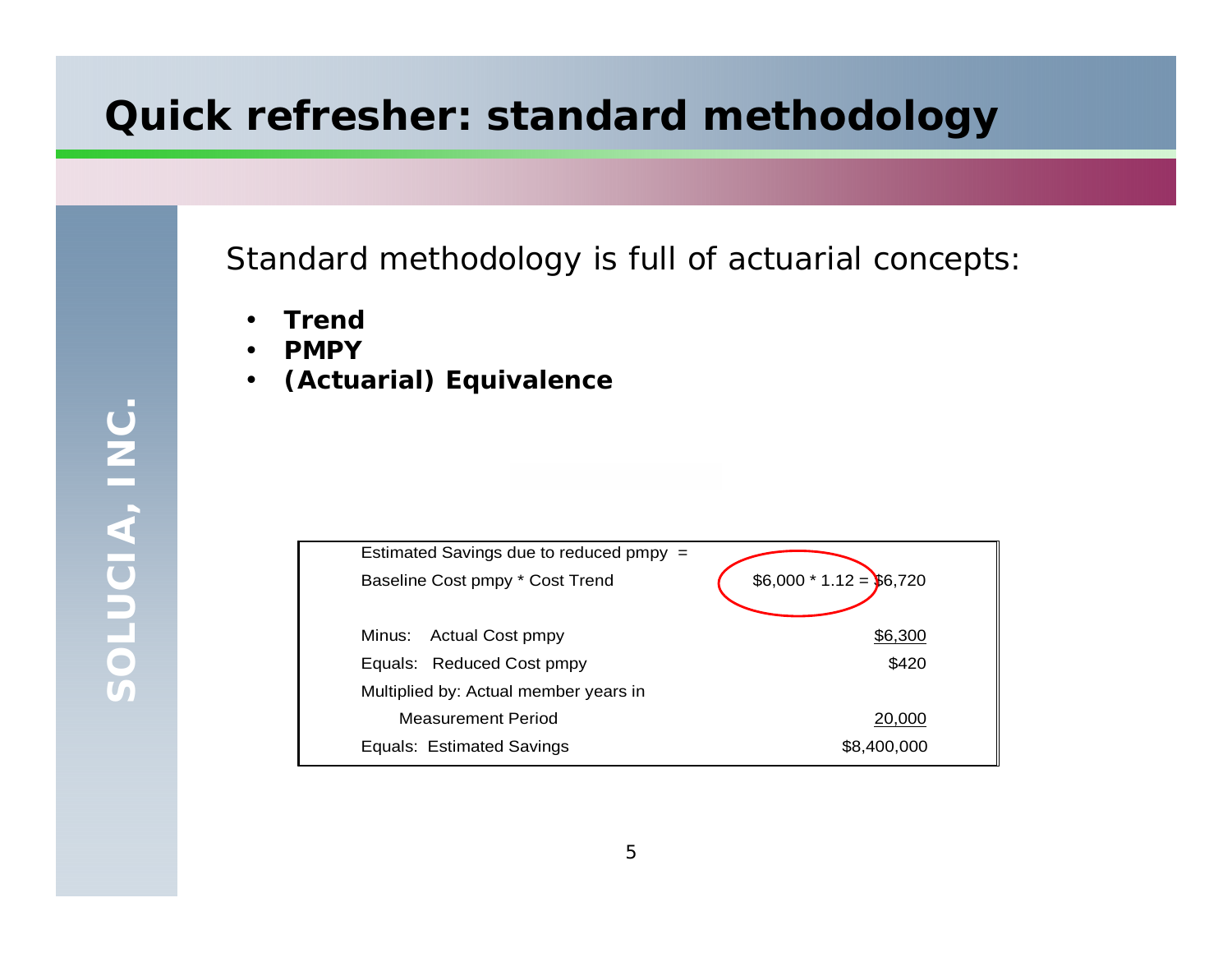# Quick refresher: standard methodology

Standard methodology is full of actuarial concepts:

- **Trend**
- **PMPY**
- **(Actuarial) Equivalence**

| | |
|---|---|
| Estimated Savings due to reduced pmpy = | |
| Baseline Cost pmpy * Cost Trend | $6,000 * 1.12 = $6,720 |
| Minus: Actual Cost pmpy | $6,300 |
| Equals: Reduced Cost pmpy | $420 |
| Multiplied by: Actual member years in Measurement Period | 20,000 |
| Equals: Estimated Savings | $8,400,000 |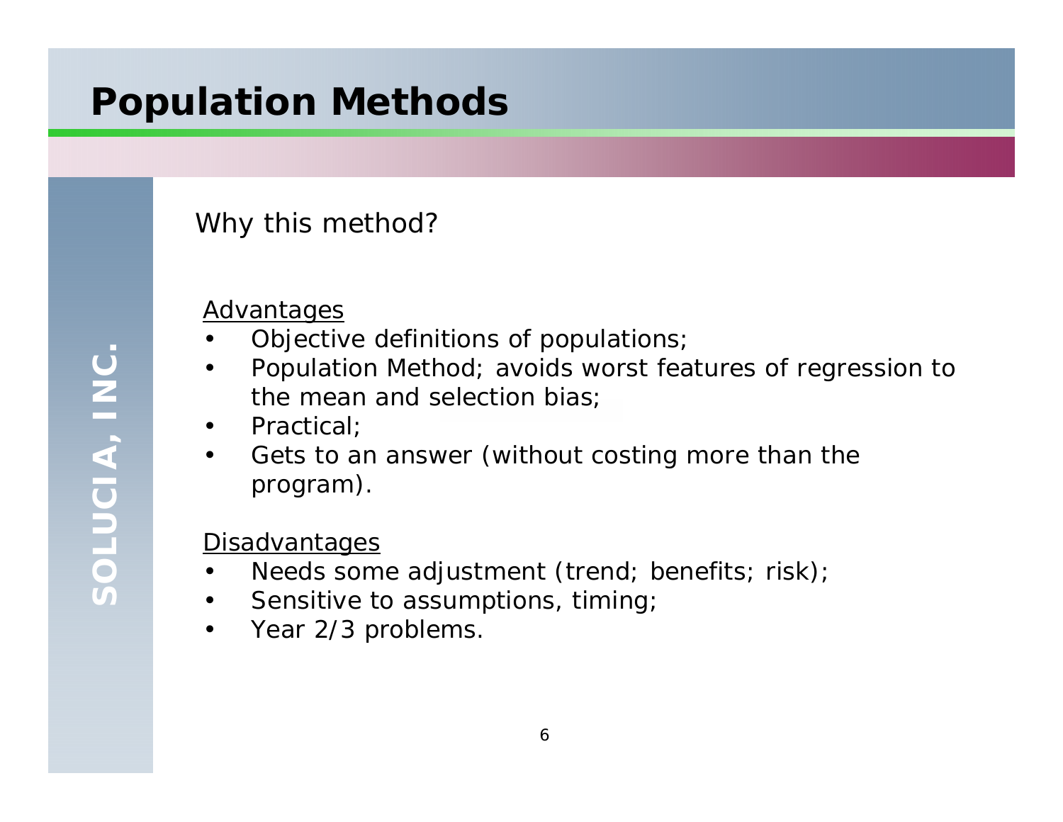# Population Methods

Why this method?

Advantages

- Objective definitions of populations;
- Population Method; avoids worst features of regression to the mean and selection bias;
- Practical;
- Gets to an answer (without costing more than the program).

Disadvantages

- Needs some adjustment (trend; benefits; risk);
- Sensitive to assumptions, timing;
- Year 2/3 problems.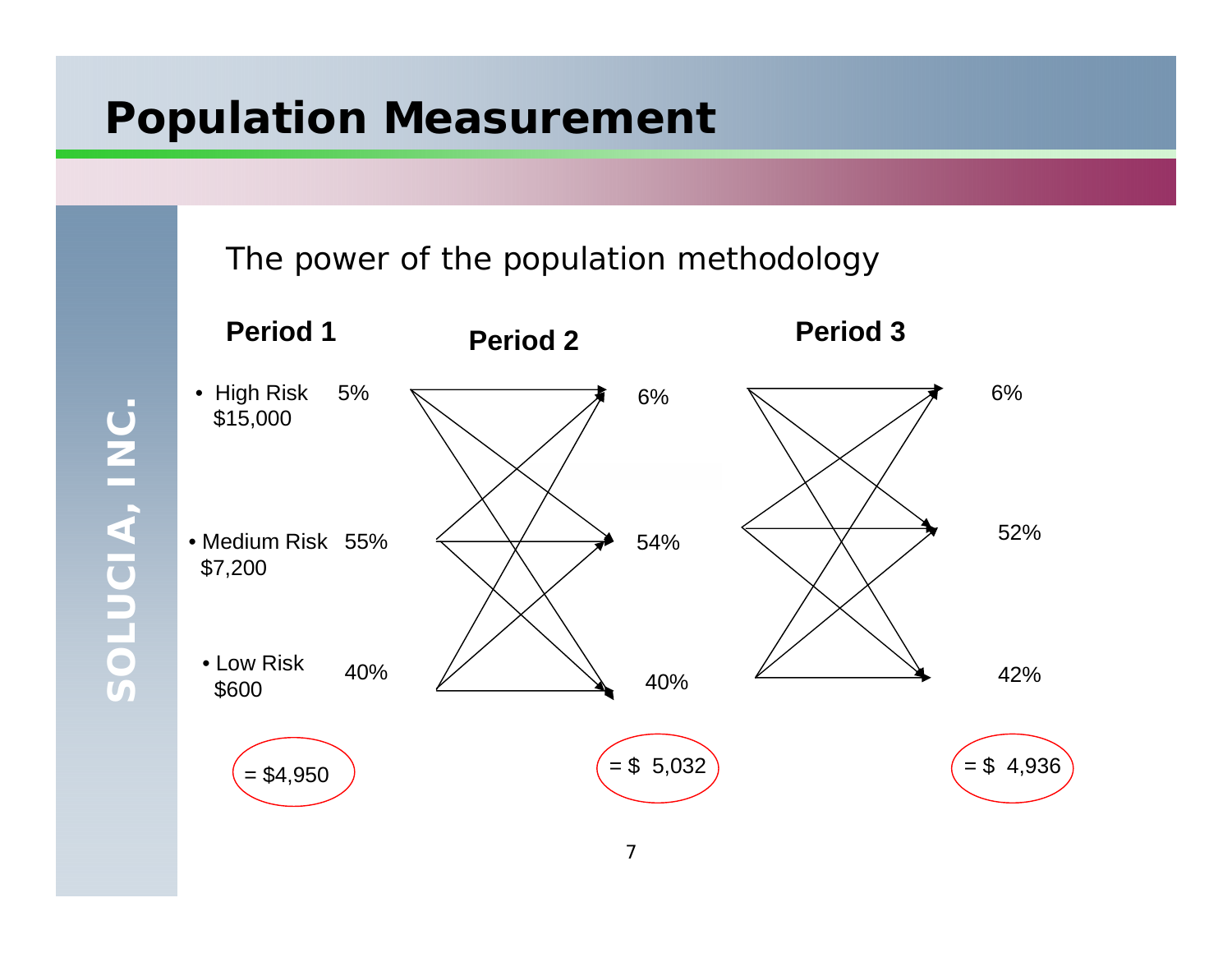# Population Measurement

The power of the population methodology

| | Period 1 | Period 2 | Period 3 |
|---|---|---|---|
| High Risk $15,000 | 5% | 6% | 6% |
| Medium Risk $7,200 | 55% | 54% | 52% |
| Low Risk $600 | 40% | 40% | 42% |
| | = $4,950 | = $ 5,032 | = $ 4,936 |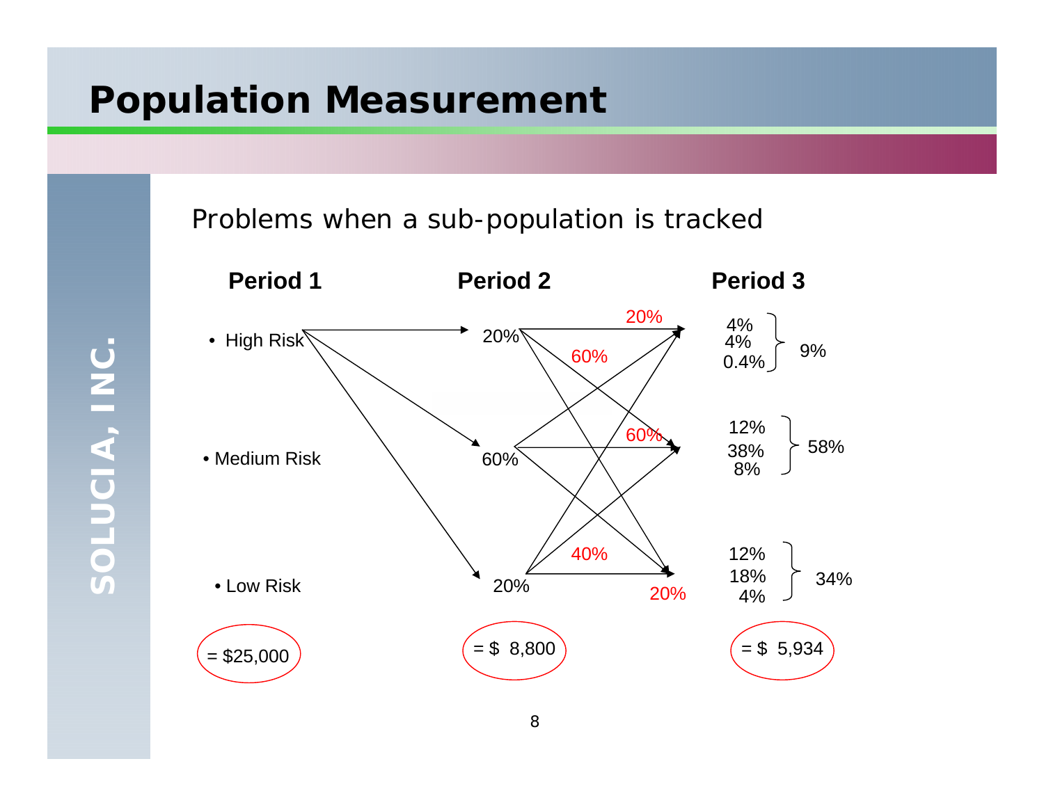# Population Measurement

Problems when a sub-population is tracked

| Period 1 | Period 2 | Period 3 |
|---|---|---|
| • High Risk | 20% | 4%, 4%, 0.4% → 9% |
| • Medium Risk | 60% | 12%, 38%, 8% → 58% |
| • Low Risk | 20% | 12%, 18%, 4% → 34% |
| = $25,000 | = $ 8,800 | = $ 5,934 |

Transition percentages shown (Period 2 → Period 3): 20%, 60%, 60%, 40%, 20%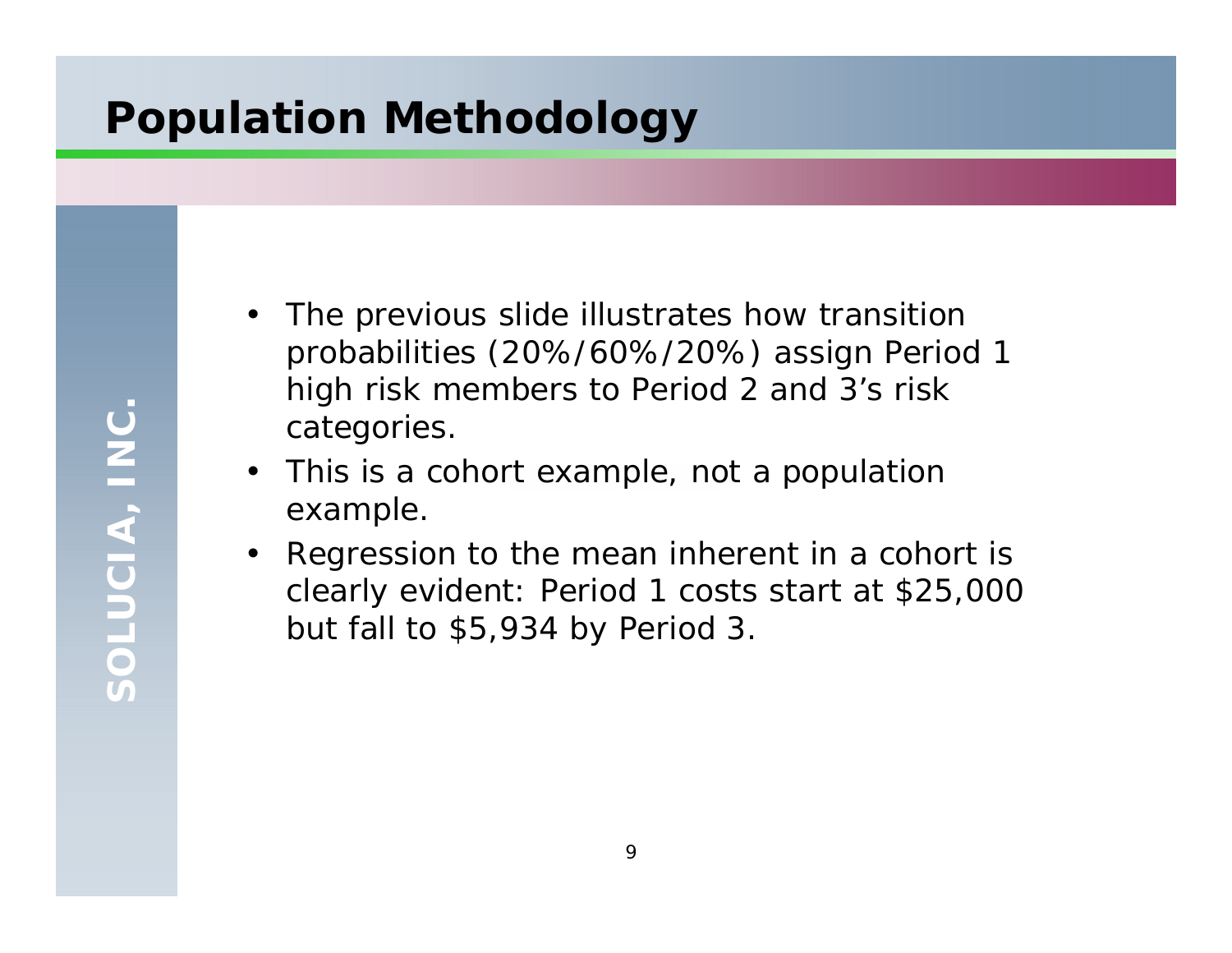# Population Methodology

- The previous slide illustrates how transition probabilities (20%/60%/20%) assign Period 1 high risk members to Period 2 and 3's risk categories.
- This is a cohort example, not a population example.
- Regression to the mean inherent in a cohort is clearly evident: Period 1 costs start at $25,000 but fall to $5,934 by Period 3.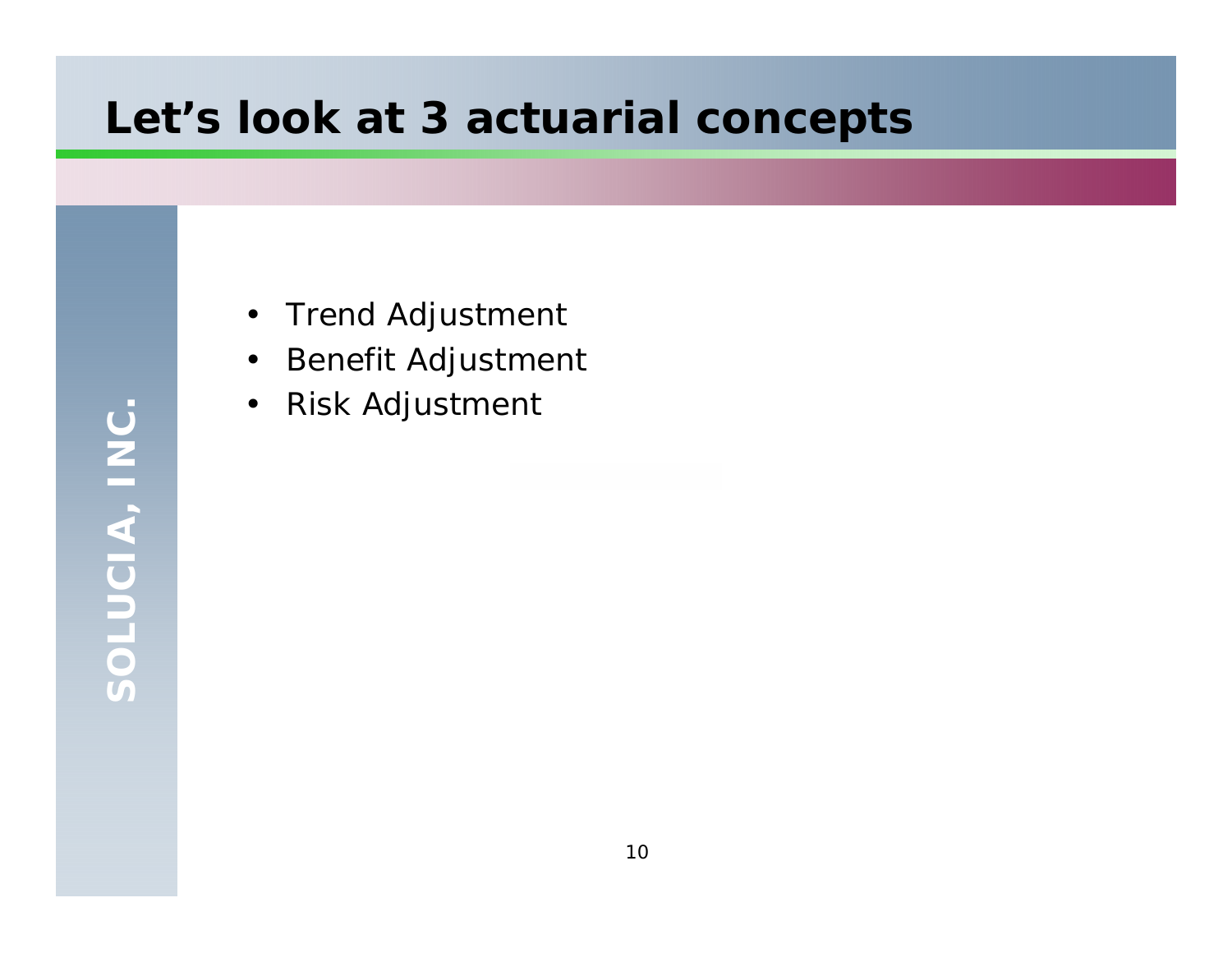# Let's look at 3 actuarial concepts

- Trend Adjustment
- Benefit Adjustment
- Risk Adjustment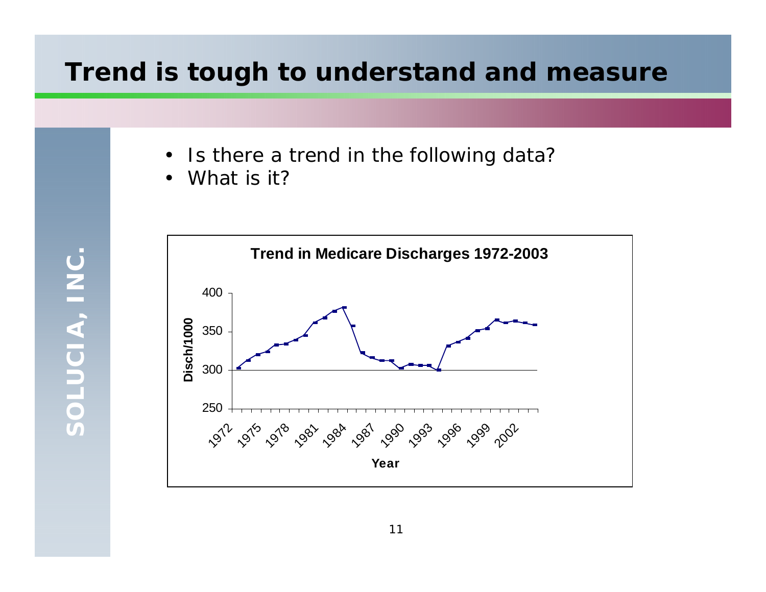# Trend is tough to understand and measure

- Is there a trend in the following data?
- What is it?

**Trend in Medicare Discharges 1972-2003**

Disch/1000

Year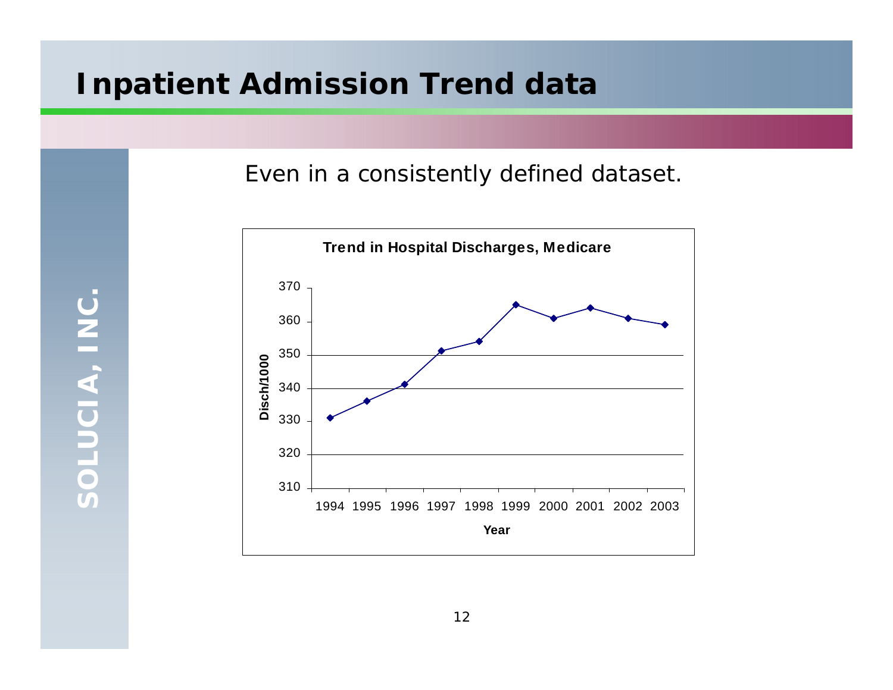# Inpatient Admission Trend data

Even in a consistently defined dataset.

**Trend in Hospital Discharges, Medicare**

| Year | Disch/1000 |
|---|---|
| 1994 | 331 |
| 1995 | 336 |
| 1996 | 341 |
| 1997 | 351 |
| 1998 | 354 |
| 1999 | 365 |
| 2000 | 361 |
| 2001 | 364 |
| 2002 | 361 |
| 2003 | 359 |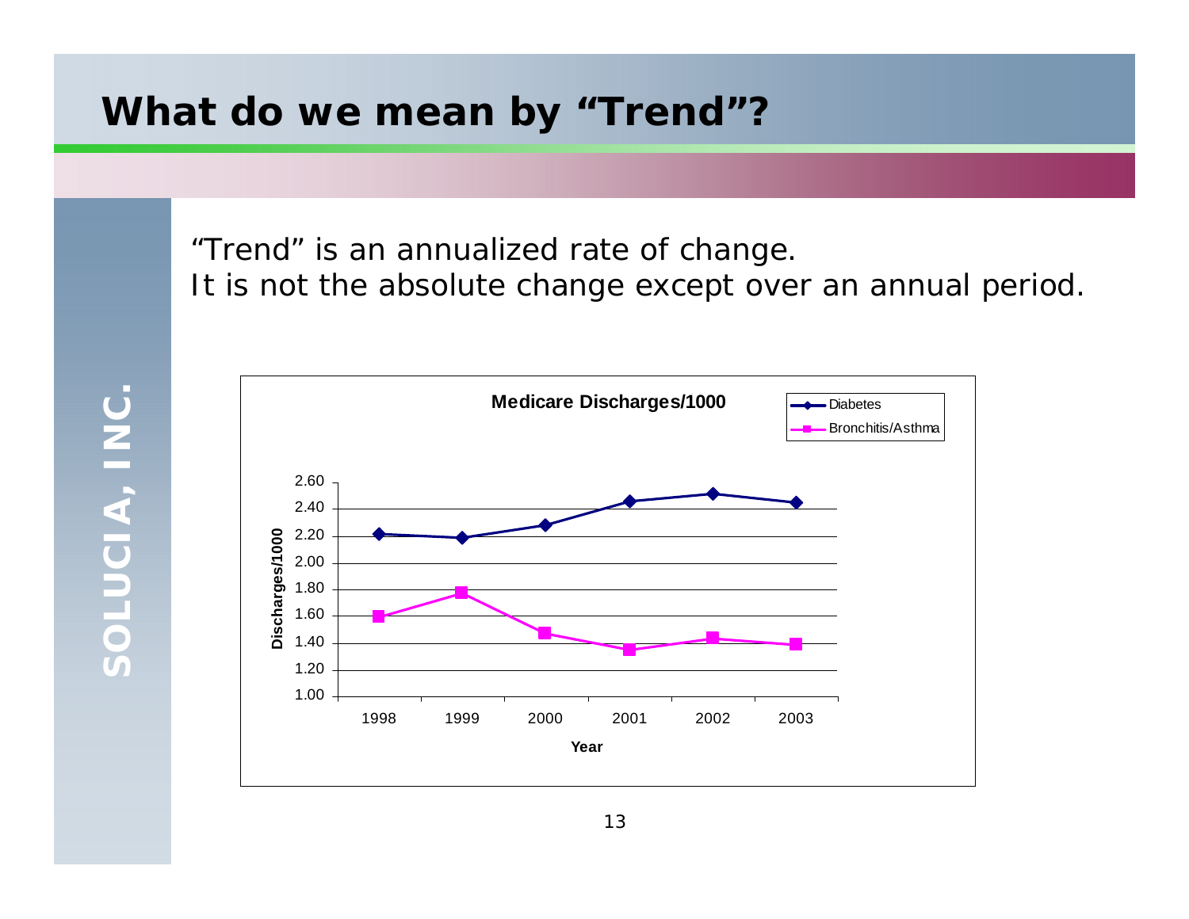# What do we mean by "Trend"?

"Trend" is an annualized rate of change.
It is not the absolute change except over an annual period.

**Medicare Discharges/1000**

| Year | Diabetes | Bronchitis/Asthma |
|---|---|---|
| 1998 | 2.22 | 1.60 |
| 1999 | 2.19 | 1.78 |
| 2000 | 2.28 | 1.48 |
| 2001 | 2.46 | 1.35 |
| 2002 | 2.52 | 1.44 |
| 2003 | 2.45 | 1.39 |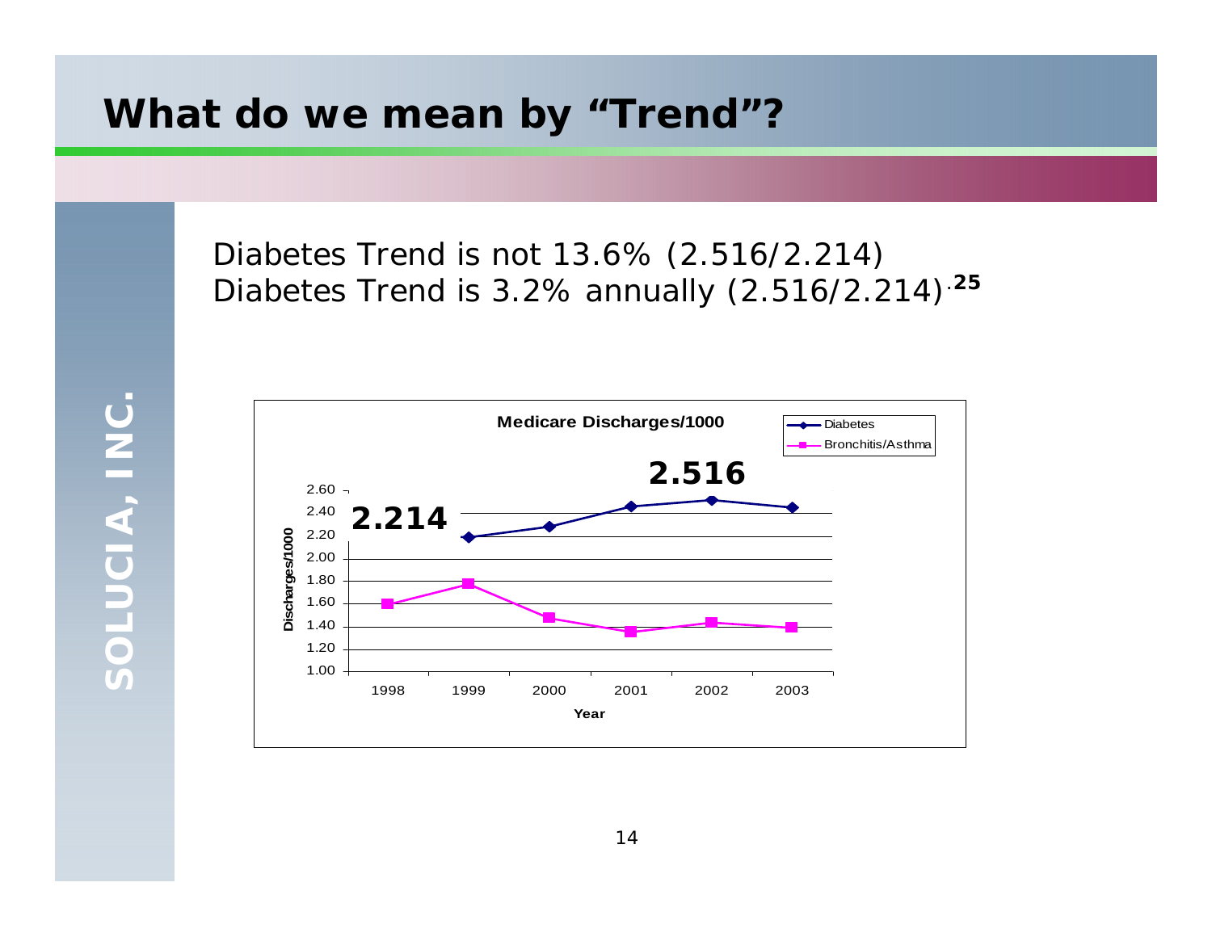# What do we mean by "Trend"?

Diabetes Trend is not 13.6% (2.516/2.214)

Diabetes Trend is 3.2% annually $(2.516/2.214)^{.25}$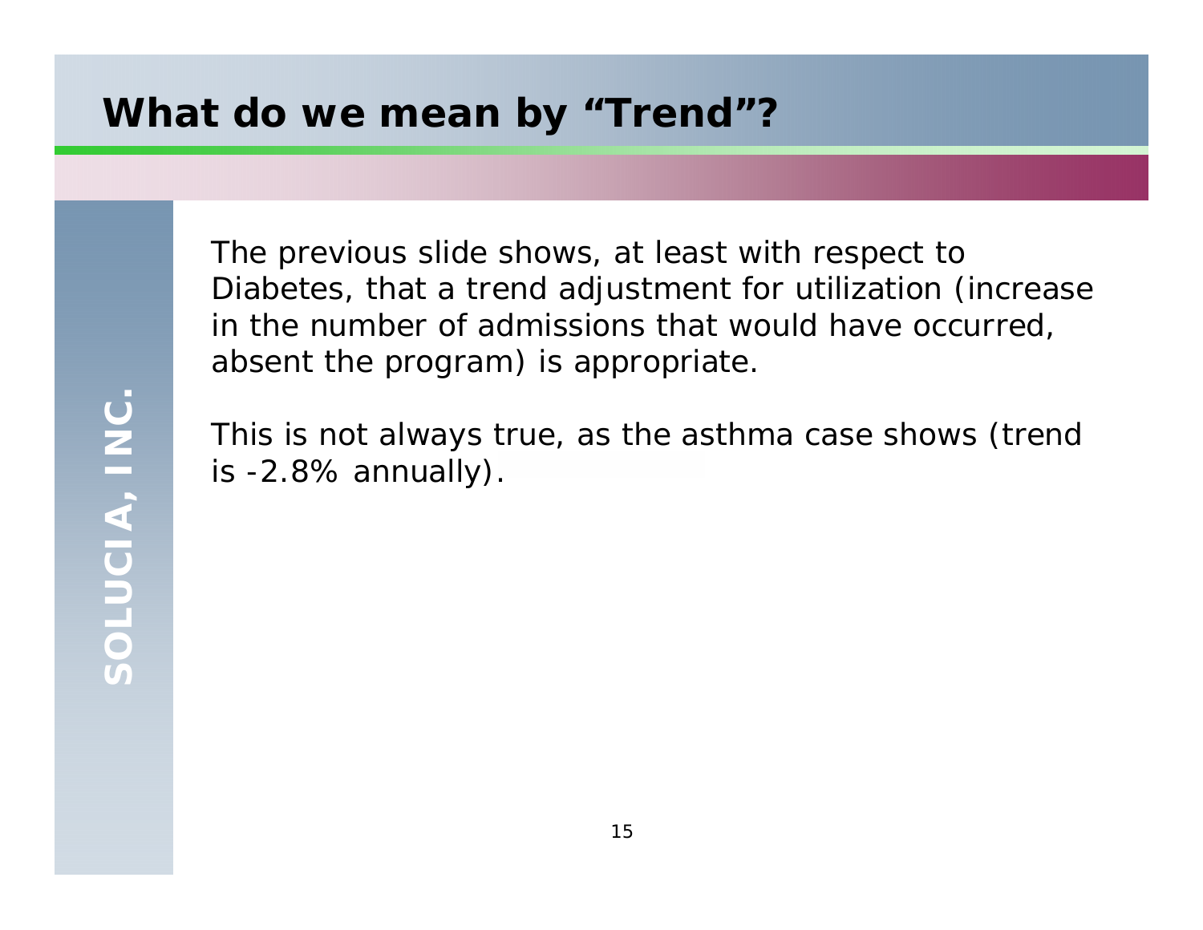# What do we mean by "Trend"?

The previous slide shows, at least with respect to Diabetes, that a trend adjustment for utilization (increase in the number of admissions that would have occurred, absent the program) is appropriate.

This is not always true, as the asthma case shows (trend is -2.8% annually).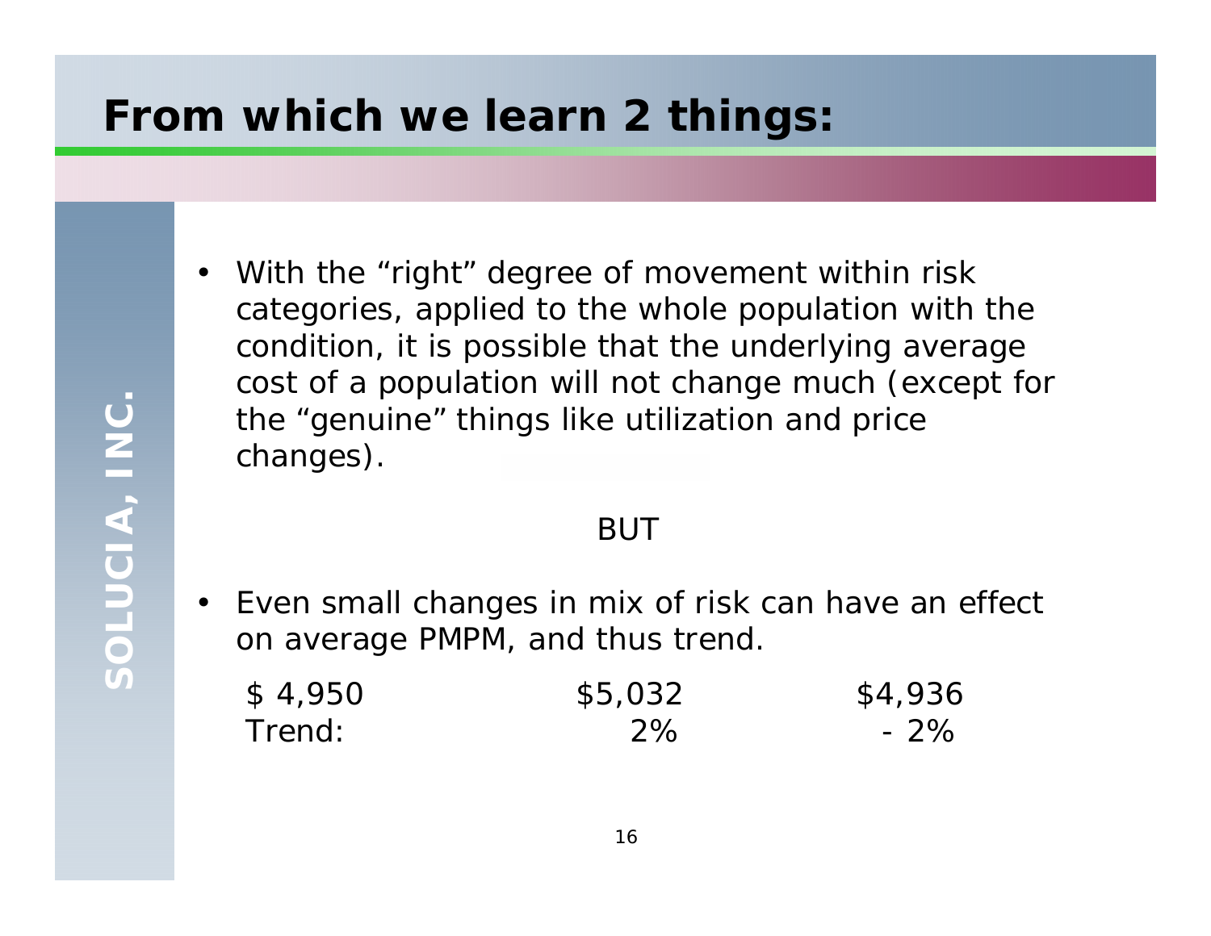# From which we learn 2 things:

- With the "right" degree of movement within risk categories, applied to the whole population with the condition, it is possible that the underlying average cost of a population will not change much (except for the "genuine" things like utilization and price changes).

BUT

- Even small changes in mix of risk can have an effect on average PMPM, and thus trend.

| $ 4,950 | $5,032 | $4,936 |
|---|---|---|
| Trend: | 2% | - 2% |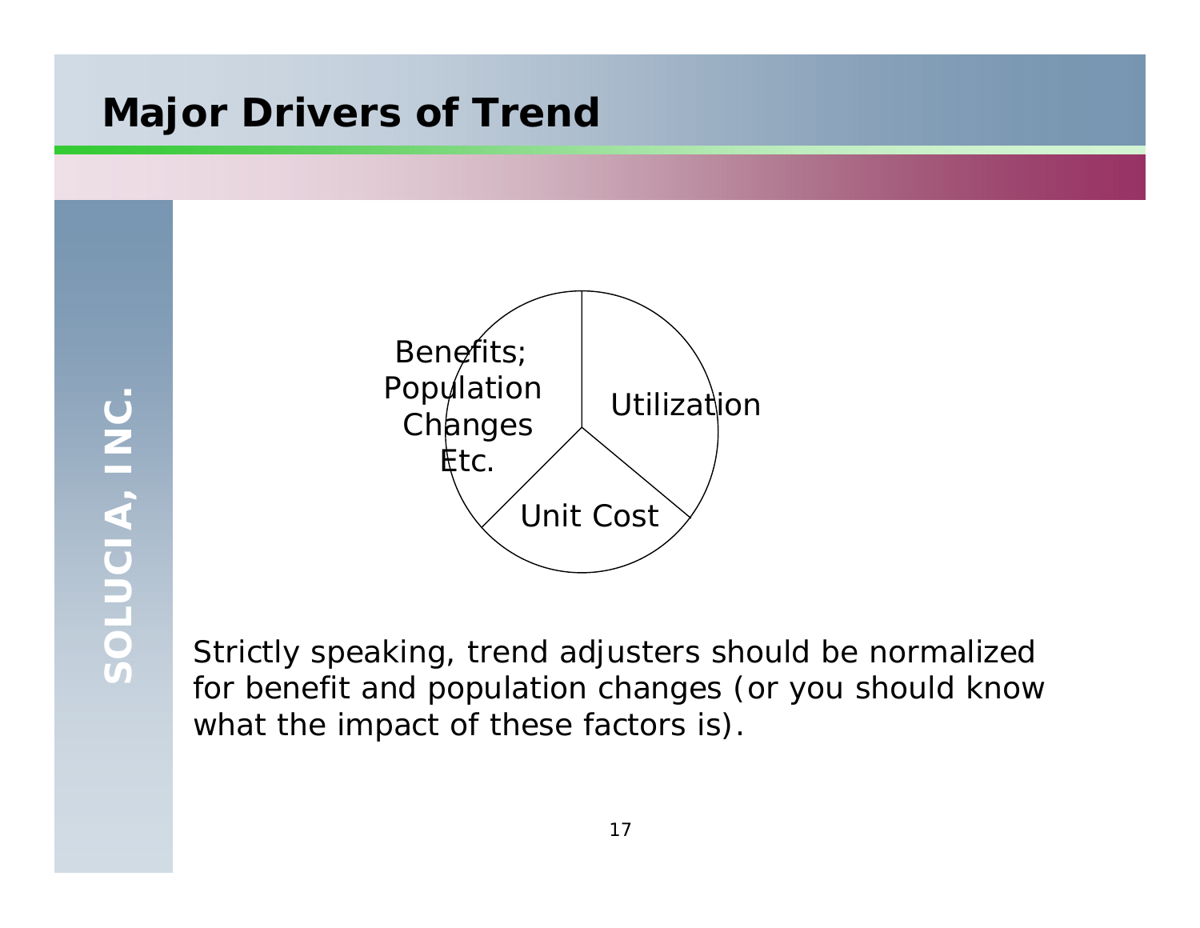# Major Drivers of Trend

Benefits; Population Changes Etc.

Utilization

Unit Cost

Strictly speaking, trend adjusters should be normalized for benefit and population changes (or you should know what the impact of these factors is).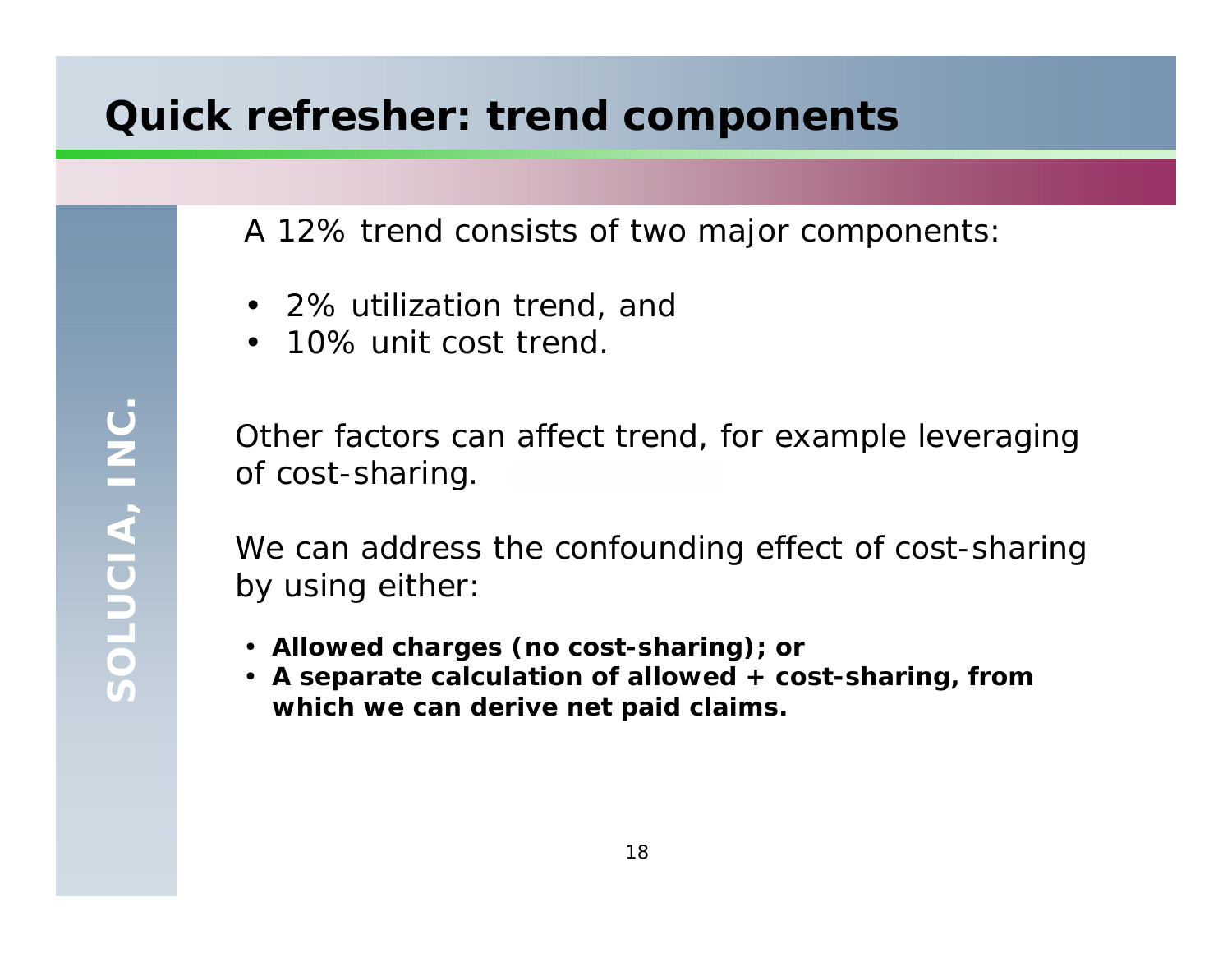# Quick refresher: trend components

A 12% trend consists of two major components:

- 2% utilization trend, and
- 10% unit cost trend.

Other factors can affect trend, for example leveraging of cost-sharing.

We can address the confounding effect of cost-sharing by using either:

- **Allowed charges (no cost-sharing); or**
- **A separate calculation of allowed + cost-sharing, from which we can derive net paid claims.**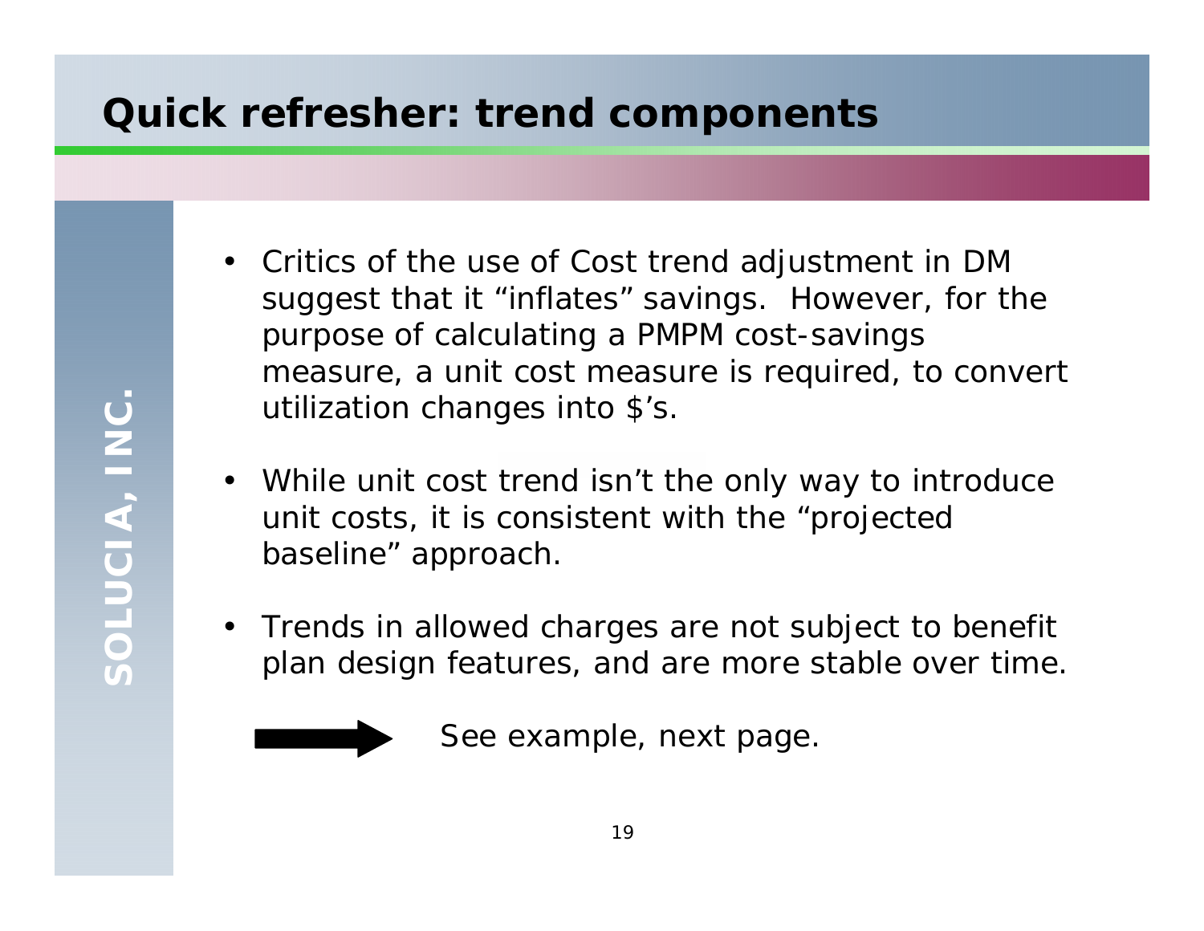# Quick refresher: trend components

- Critics of the use of Cost trend adjustment in DM suggest that it "inflates" savings. However, for the purpose of calculating a PMPM cost-savings measure, a unit cost measure is required, to convert utilization changes into $'s.
- While unit cost trend isn't the only way to introduce unit costs, it is consistent with the "projected baseline" approach.
- Trends in allowed charges are not subject to benefit plan design features, and are more stable over time.

→ See example, next page.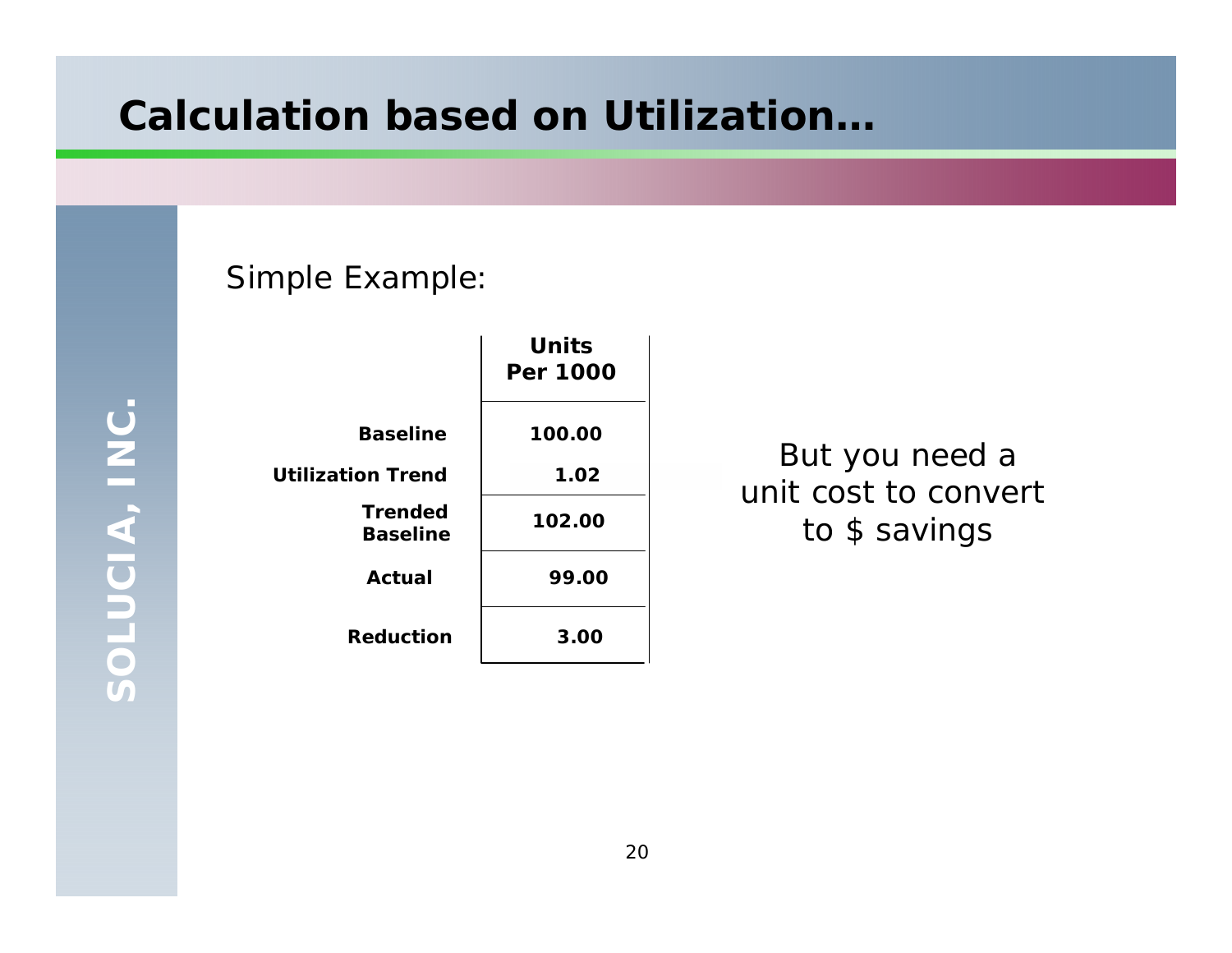# Calculation based on Utilization…

Simple Example:

| | Units Per 1000 |
|---|---|
| Baseline | 100.00 |
| Utilization Trend | 1.02 |
| Trended Baseline | 102.00 |
| Actual | 99.00 |
| Reduction | 3.00 |

But you need a unit cost to convert to $ savings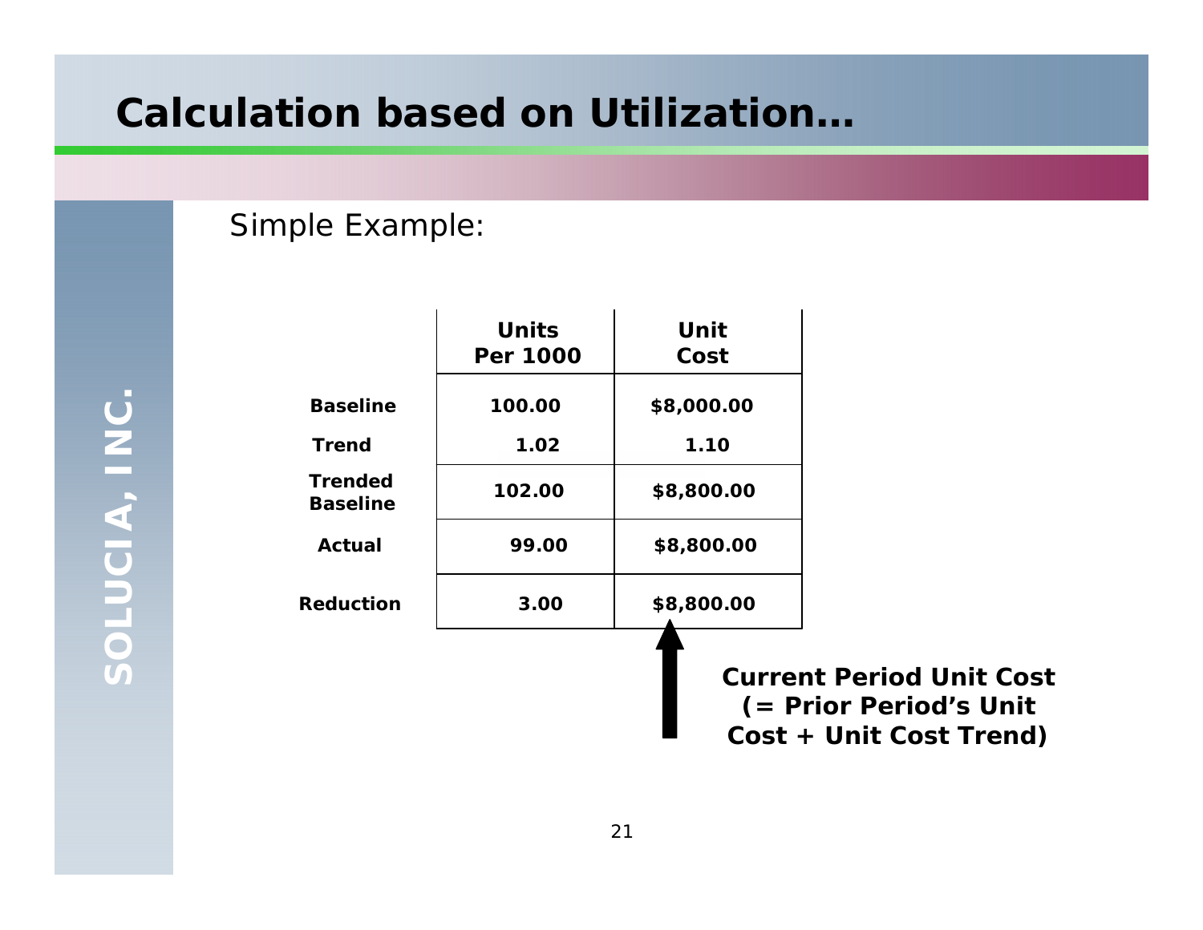# Calculation based on Utilization…

Simple Example:

| | Units Per 1000 | Unit Cost |
|---|---|---|
| **Baseline** | **100.00** | **$8,000.00** |
| **Trend** | **1.02** | **1.10** |
| **Trended Baseline** | **102.00** | **$8,800.00** |
| **Actual** | **99.00** | **$8,800.00** |
| **Reduction** | **3.00** | **$8,800.00** |

**Current Period Unit Cost (= Prior Period's Unit Cost + Unit Cost Trend)**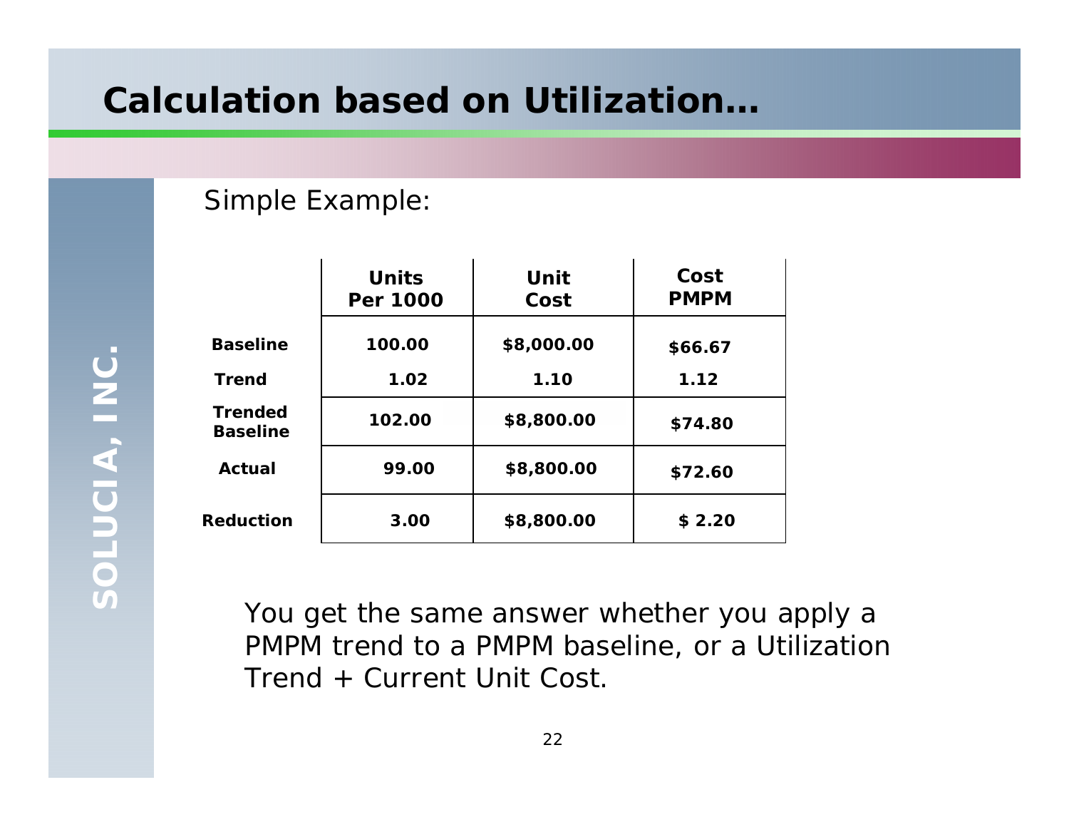# Calculation based on Utilization…

Simple Example:

| | Units Per 1000 | Unit Cost | Cost PMPM |
|---|---|---|---|
| **Baseline** | 100.00 | $8,000.00 | $66.67 |
| **Trend** | 1.02 | 1.10 | 1.12 |
| **Trended Baseline** | 102.00 | $8,800.00 | $74.80 |
| **Actual** | 99.00 | $8,800.00 | $72.60 |
| **Reduction** | 3.00 | $8,800.00 | $ 2.20 |

You get the same answer whether you apply a PMPM trend to a PMPM baseline, or a Utilization Trend + Current Unit Cost.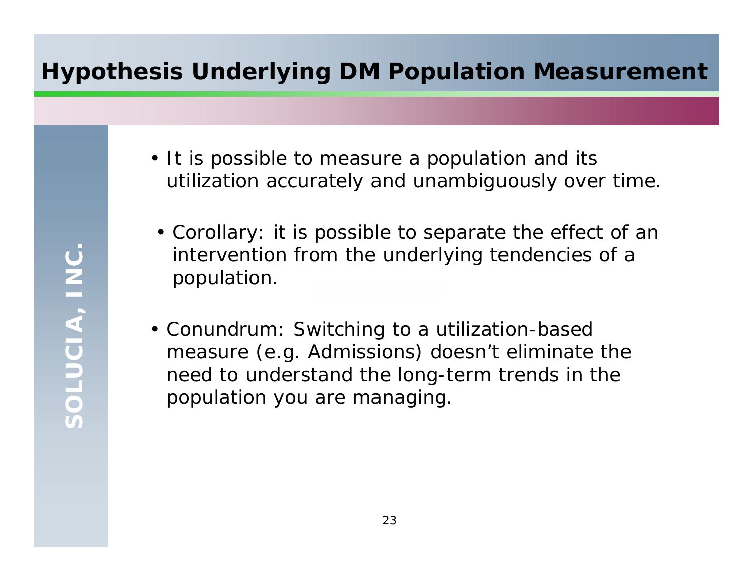# Hypothesis Underlying DM Population Measurement

- It is possible to measure a population and its utilization accurately and unambiguously over time.
  - Corollary: it is possible to separate the effect of an intervention from the underlying tendencies of a population.
- Conundrum: Switching to a utilization-based measure (e.g. Admissions) doesn't eliminate the need to understand the long-term trends in the population you are managing.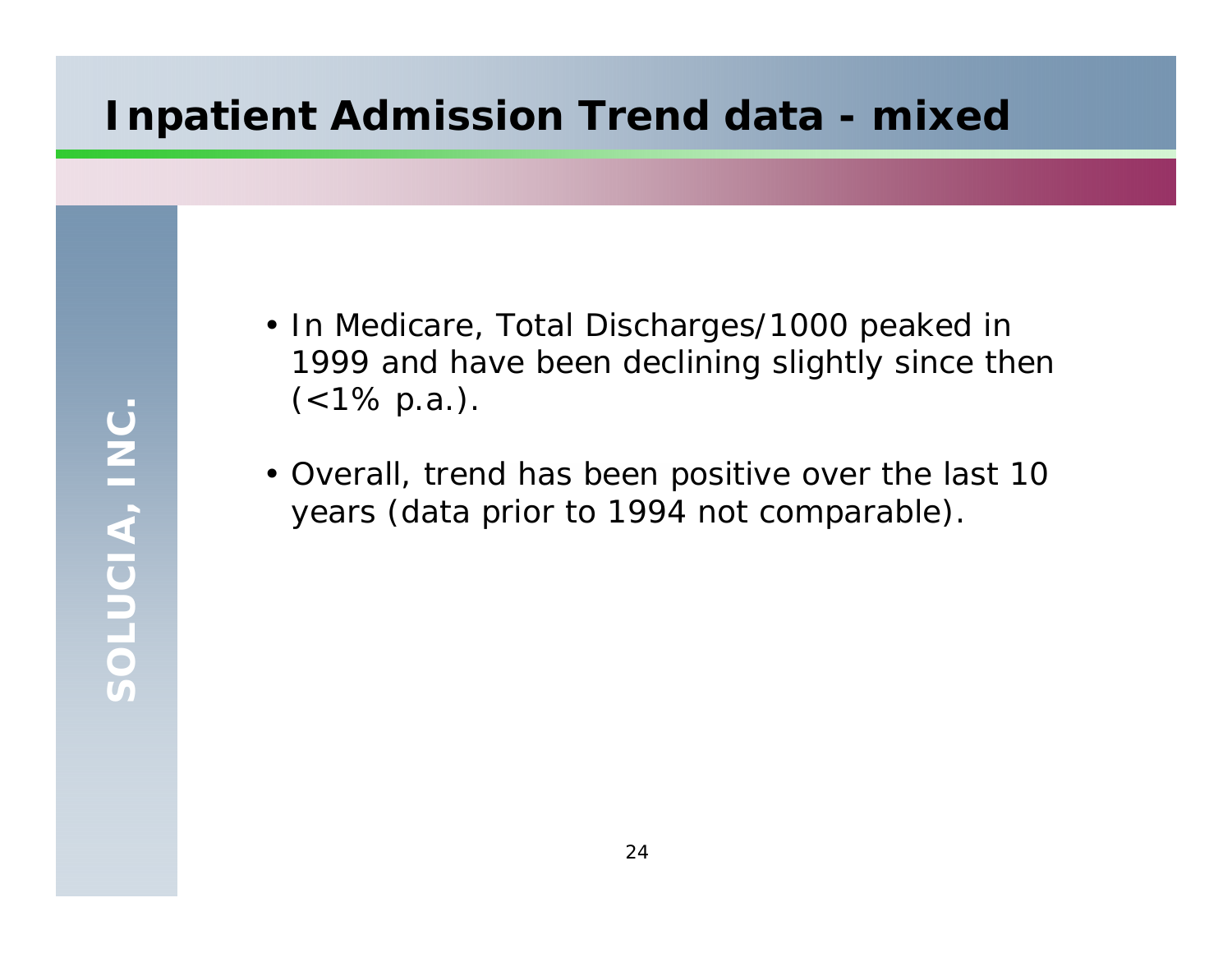# Inpatient Admission Trend data - mixed

- In Medicare, Total Discharges/1000 peaked in 1999 and have been declining slightly since then (<1% p.a.).
- Overall, trend has been positive over the last 10 years (data prior to 1994 not comparable).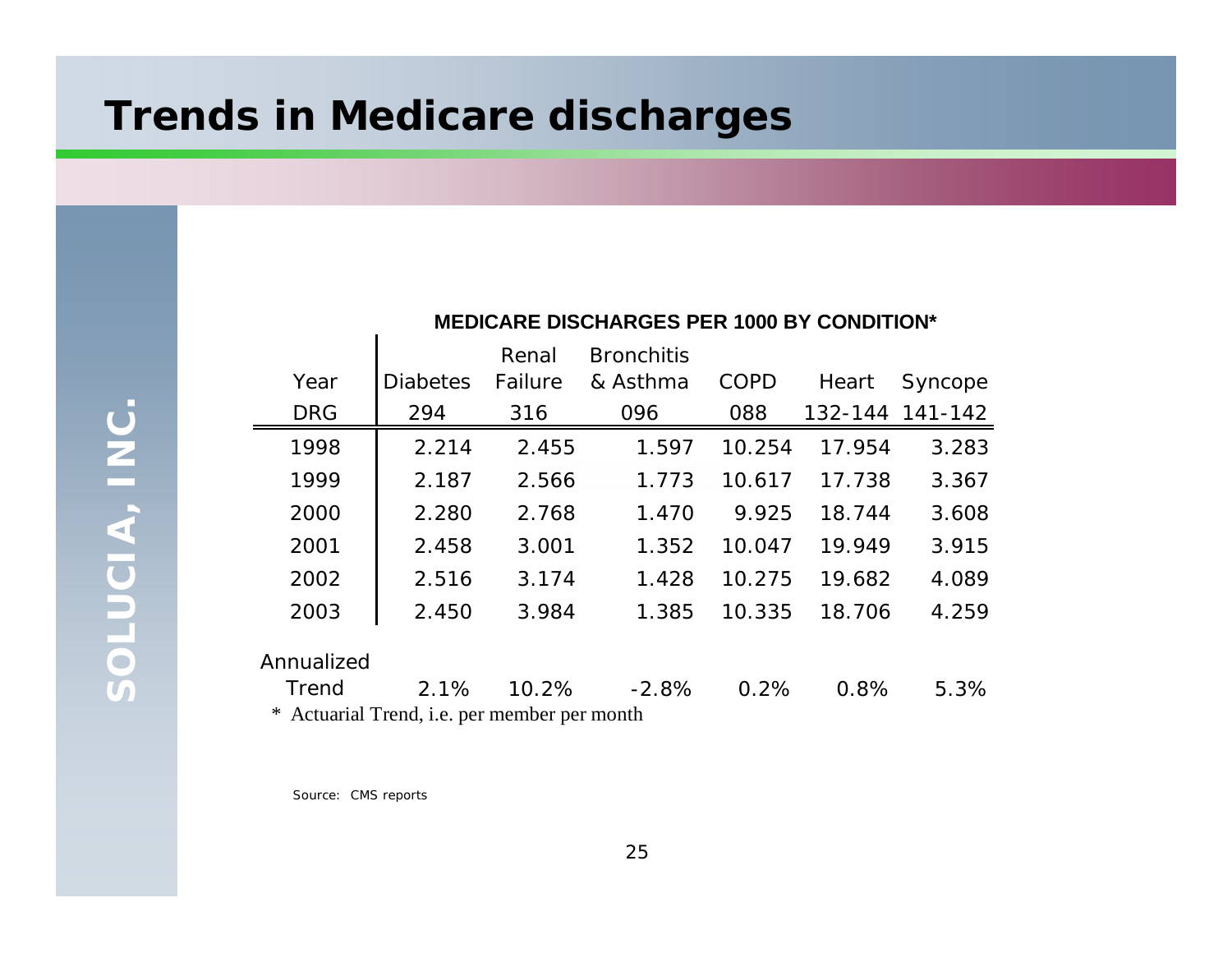# Trends in Medicare discharges

**MEDICARE DISCHARGES PER 1000 BY CONDITION***

| Year | Diabetes | Renal Failure | Bronchitis & Asthma | COPD | Heart | Syncope |
|---|---|---|---|---|---|---|
| DRG | 294 | 316 | 096 | 088 | 132-144 | 141-142 |
| 1998 | 2.214 | 2.455 | 1.597 | 10.254 | 17.954 | 3.283 |
| 1999 | 2.187 | 2.566 | 1.773 | 10.617 | 17.738 | 3.367 |
| 2000 | 2.280 | 2.768 | 1.470 | 9.925 | 18.744 | 3.608 |
| 2001 | 2.458 | 3.001 | 1.352 | 10.047 | 19.949 | 3.915 |
| 2002 | 2.516 | 3.174 | 1.428 | 10.275 | 19.682 | 4.089 |
| 2003 | 2.450 | 3.984 | 1.385 | 10.335 | 18.706 | 4.259 |
| Annualized Trend | 2.1% | 10.2% | -2.8% | 0.2% | 0.8% | 5.3% |

* Actuarial Trend, i.e. per member per month

Source: CMS reports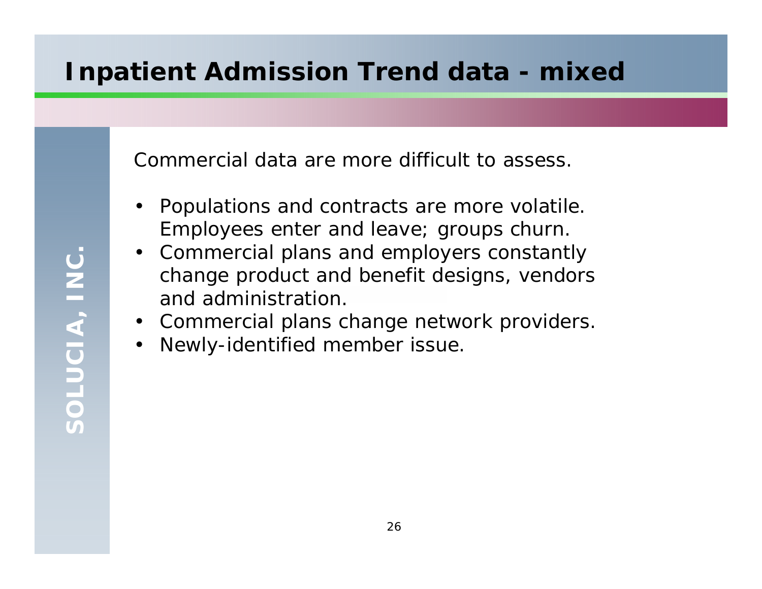# Inpatient Admission Trend data - mixed

Commercial data are more difficult to assess.

- Populations and contracts are more volatile. Employees enter and leave; groups churn.
- Commercial plans and employers constantly change product and benefit designs, vendors and administration.
- Commercial plans change network providers.
- Newly-identified member issue.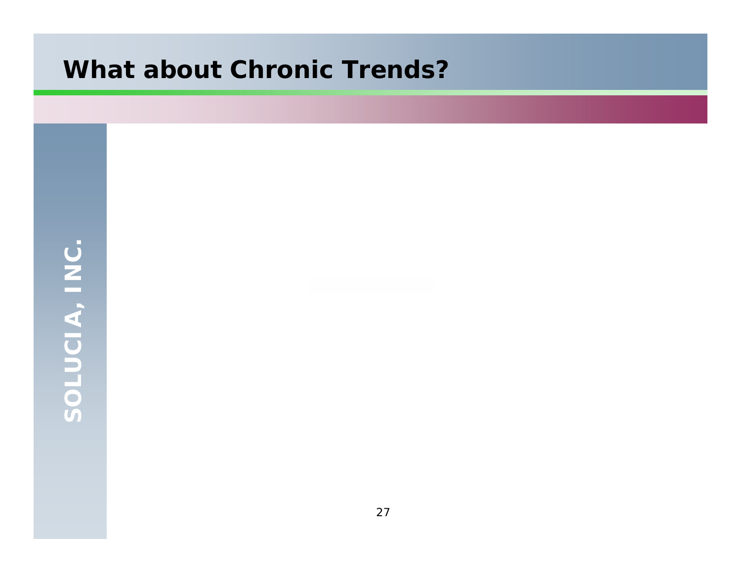# What about Chronic Trends?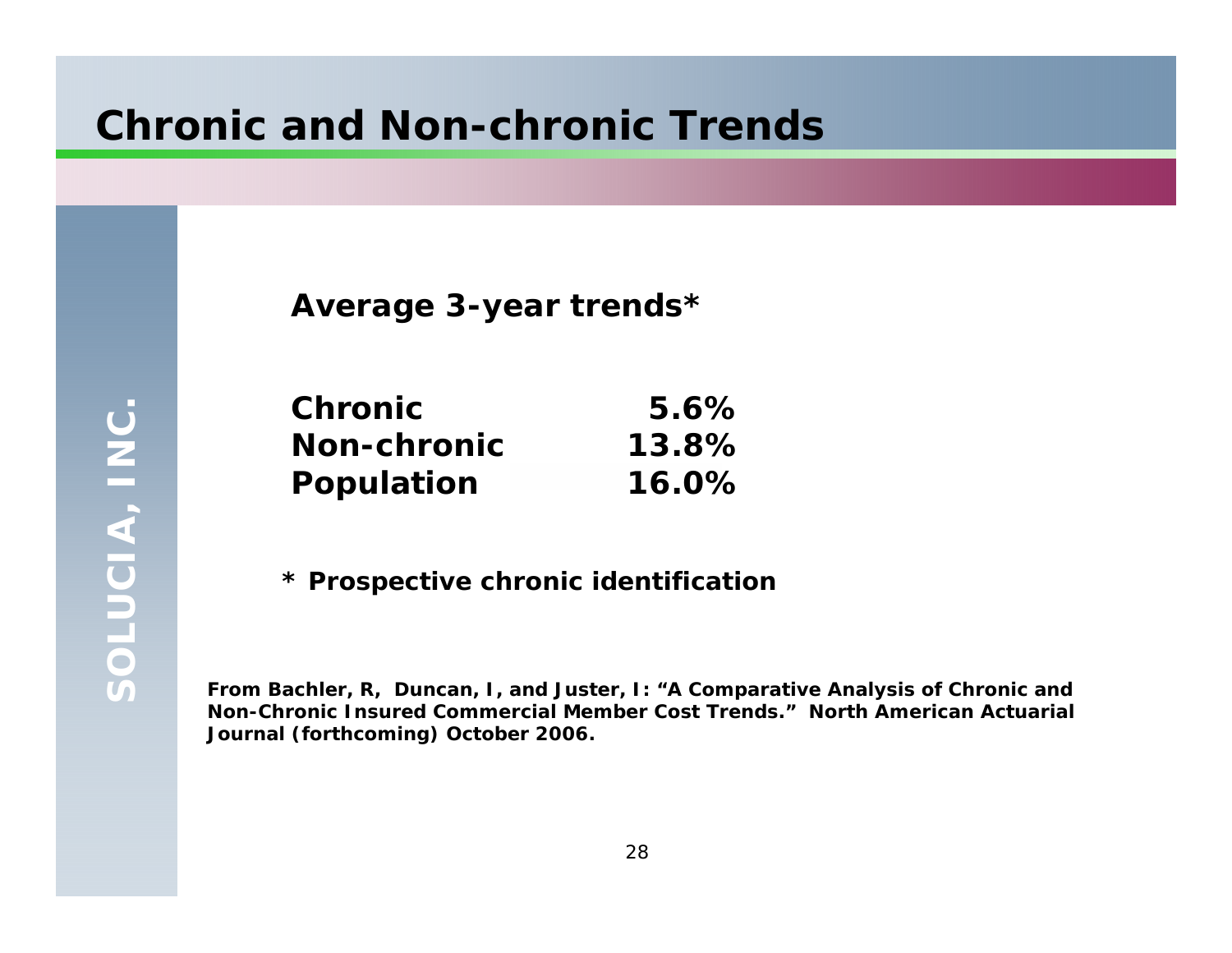# Chronic and Non-chronic Trends

**Average 3-year trends***

| | |
|---|---|
| **Chronic** | **5.6%** |
| **Non-chronic** | **13.8%** |
| **Population** | **16.0%** |

**\* Prospective chronic identification**

**From Bachler, R, Duncan, I, and Juster, I: "A Comparative Analysis of Chronic and Non-Chronic Insured Commercial Member Cost Trends." North American Actuarial Journal (forthcoming) October 2006.**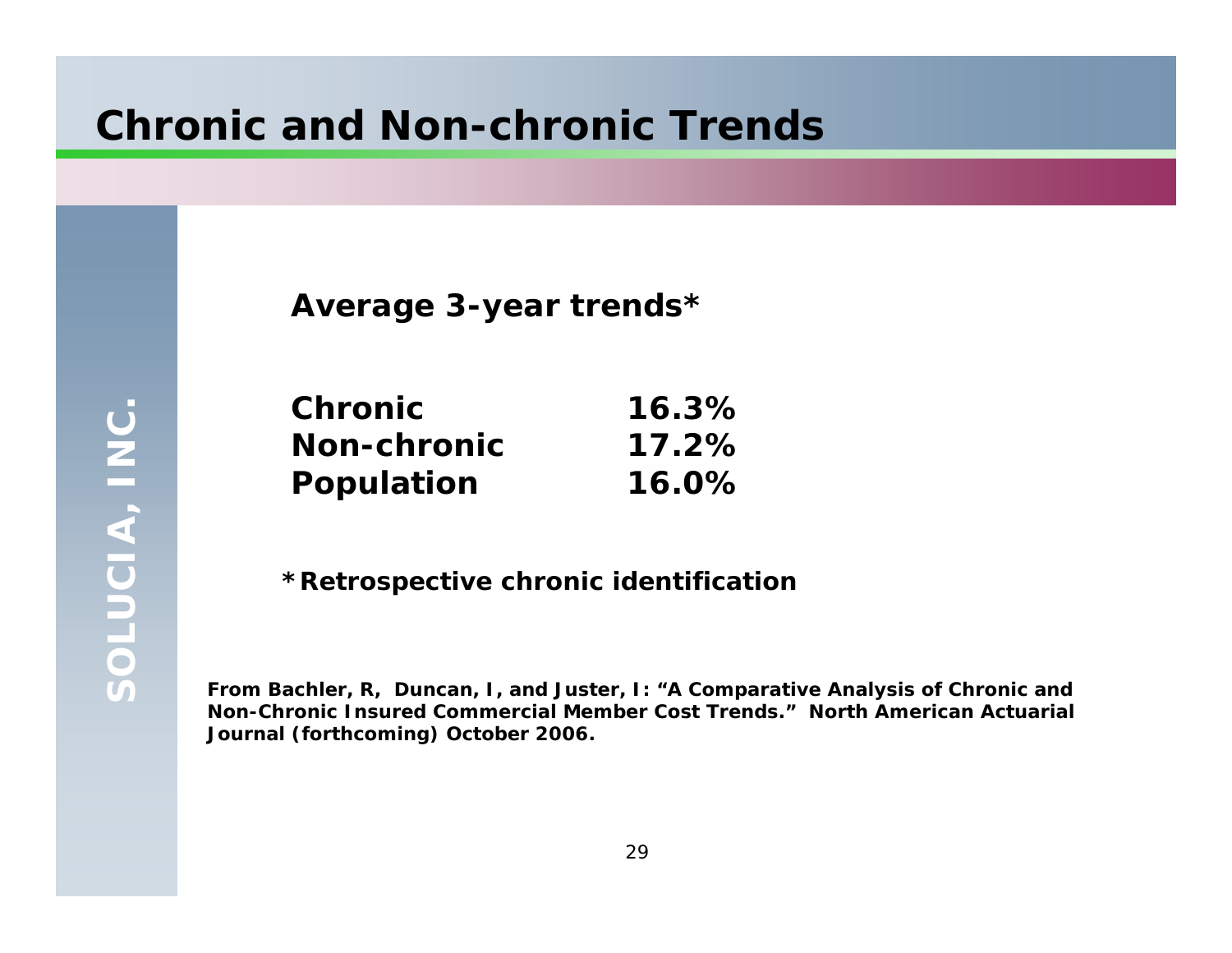# Chronic and Non-chronic Trends

**Average 3-year trends***

| | |
|---|---|
| **Chronic** | **16.3%** |
| **Non-chronic** | **17.2%** |
| **Population** | **16.0%** |

**\*Retrospective chronic identification**

**From Bachler, R, Duncan, I, and Juster, I: "A Comparative Analysis of Chronic and Non-Chronic Insured Commercial Member Cost Trends." North American Actuarial Journal (forthcoming) October 2006.**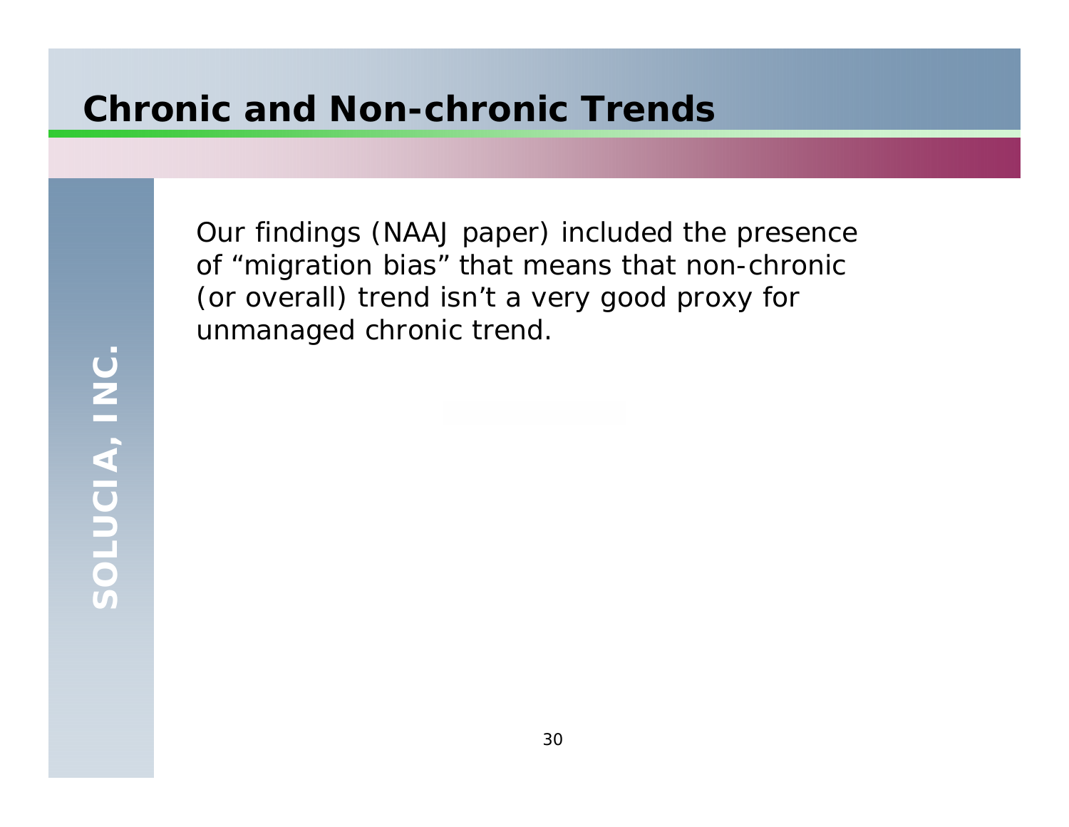# Chronic and Non-chronic Trends

Our findings (NAAJ paper) included the presence of “migration bias” that means that non-chronic (or overall) trend isn’t a very good proxy for unmanaged chronic trend.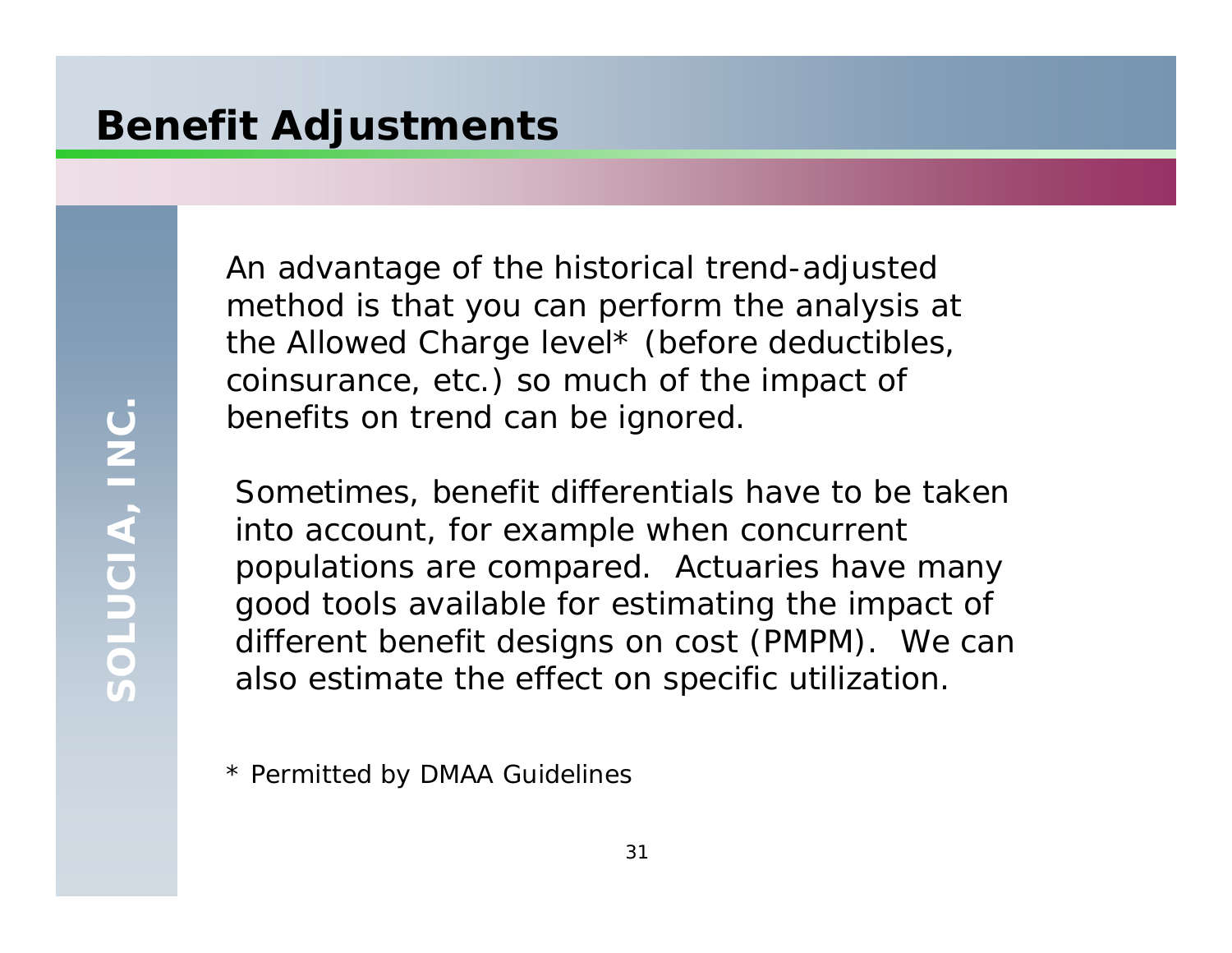# Benefit Adjustments

An advantage of the historical trend-adjusted method is that you can perform the analysis at the Allowed Charge level* (before deductibles, coinsurance, etc.) so much of the impact of benefits on trend can be ignored.

Sometimes, benefit differentials have to be taken into account, for example when concurrent populations are compared. Actuaries have many good tools available for estimating the impact of different benefit designs on cost (PMPM). We can also estimate the effect on specific utilization.

* Permitted by DMAA Guidelines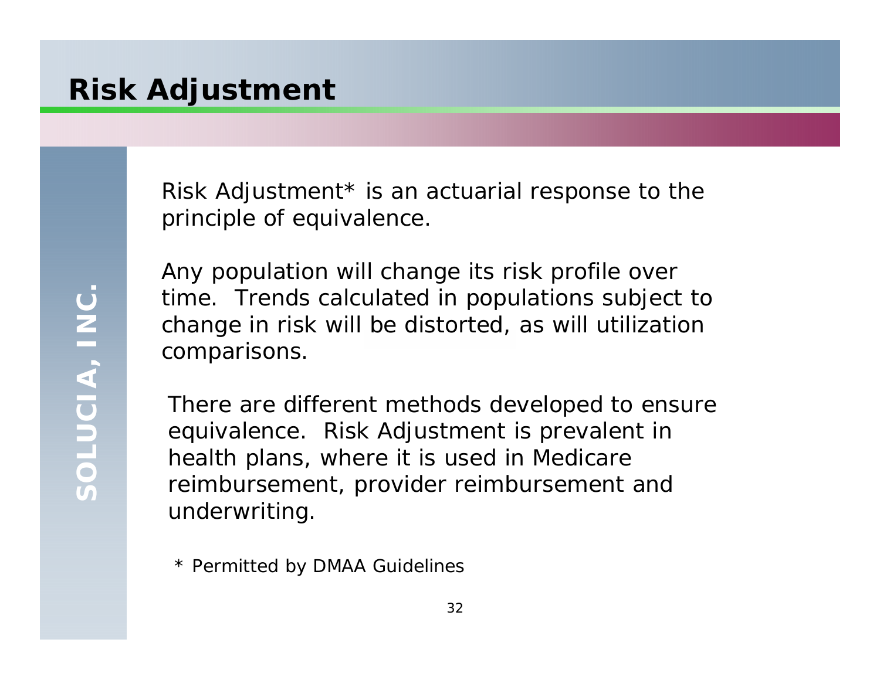# Risk Adjustment

Risk Adjustment* is an actuarial response to the principle of equivalence.

Any population will change its risk profile over time. Trends calculated in populations subject to change in risk will be distorted, as will utilization comparisons.

There are different methods developed to ensure equivalence. Risk Adjustment is prevalent in health plans, where it is used in Medicare reimbursement, provider reimbursement and underwriting.

* Permitted by DMAA Guidelines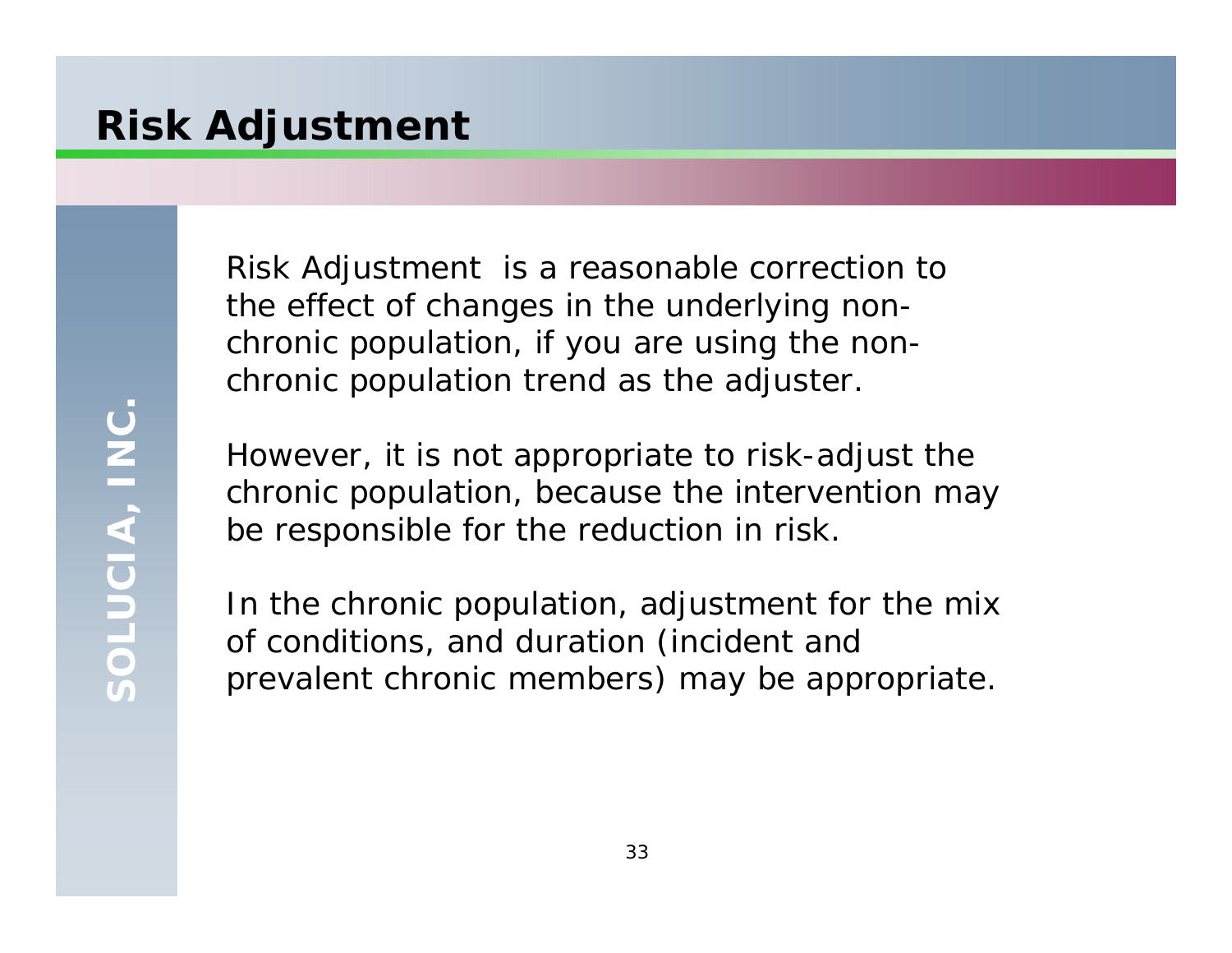# Risk Adjustment

Risk Adjustment  is a reasonable correction to the effect of changes in the underlying non-chronic population, if you are using the non-chronic population trend as the adjuster.

However, it is not appropriate to risk-adjust the chronic population, because the intervention may be responsible for the reduction in risk.

In the chronic population, adjustment for the mix of conditions, and duration (incident and prevalent chronic members) may be appropriate.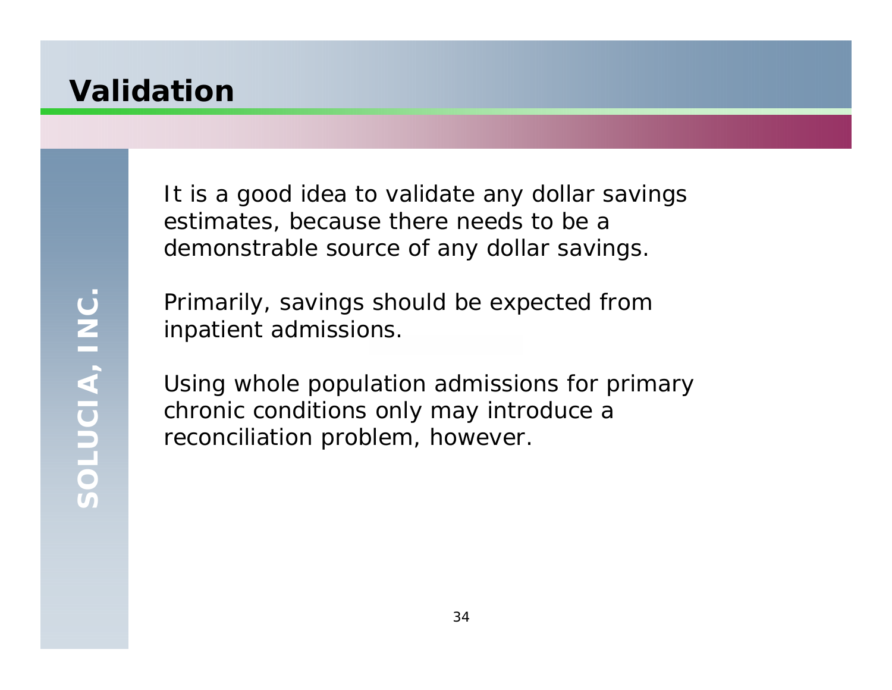# Validation

It is a good idea to validate any dollar savings estimates, because there needs to be a demonstrable source of any dollar savings.

Primarily, savings should be expected from inpatient admissions.

Using whole population admissions for primary chronic conditions only may introduce a reconciliation problem, however.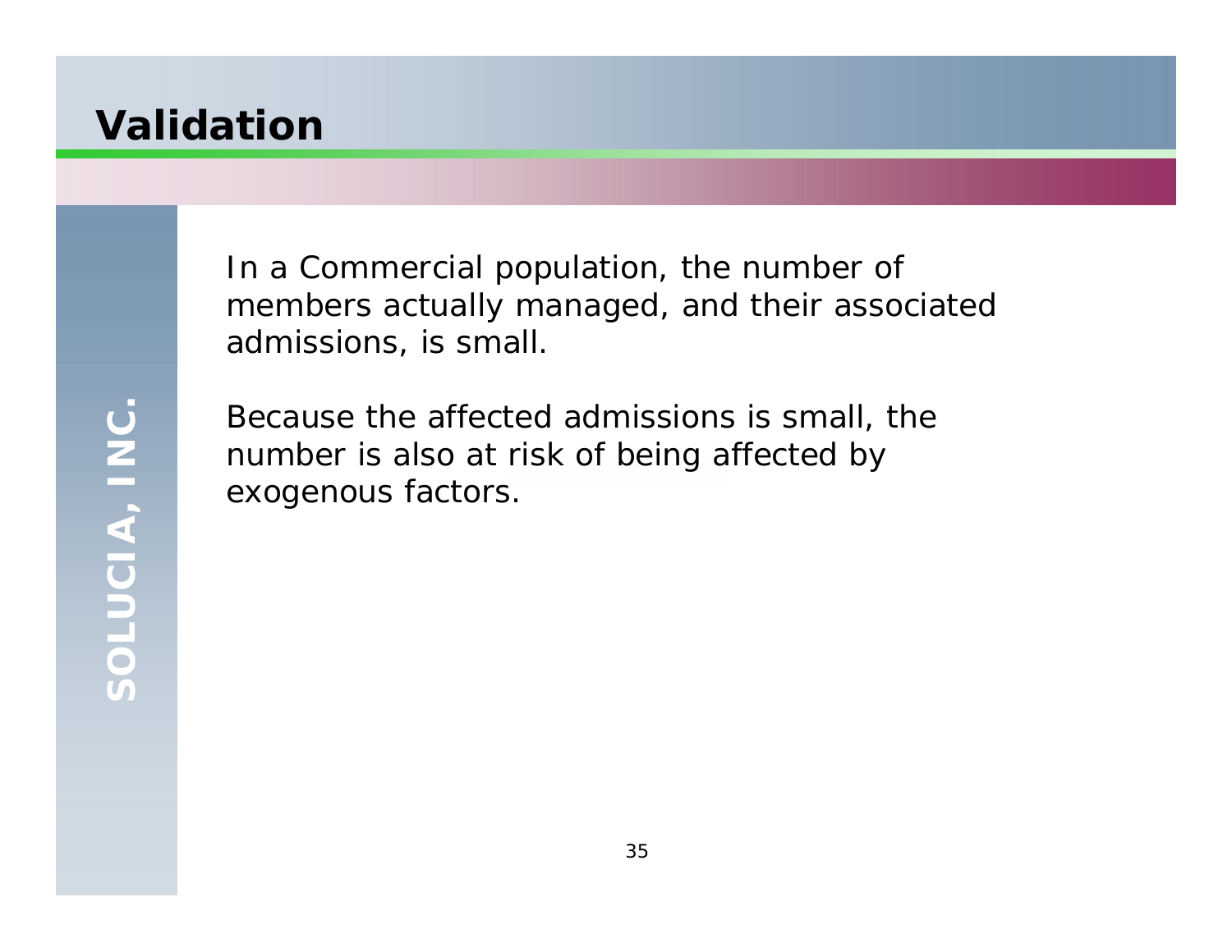# Validation

In a Commercial population, the number of members actually managed, and their associated admissions, is small.

Because the affected admissions is small, the number is also at risk of being affected by exogenous factors.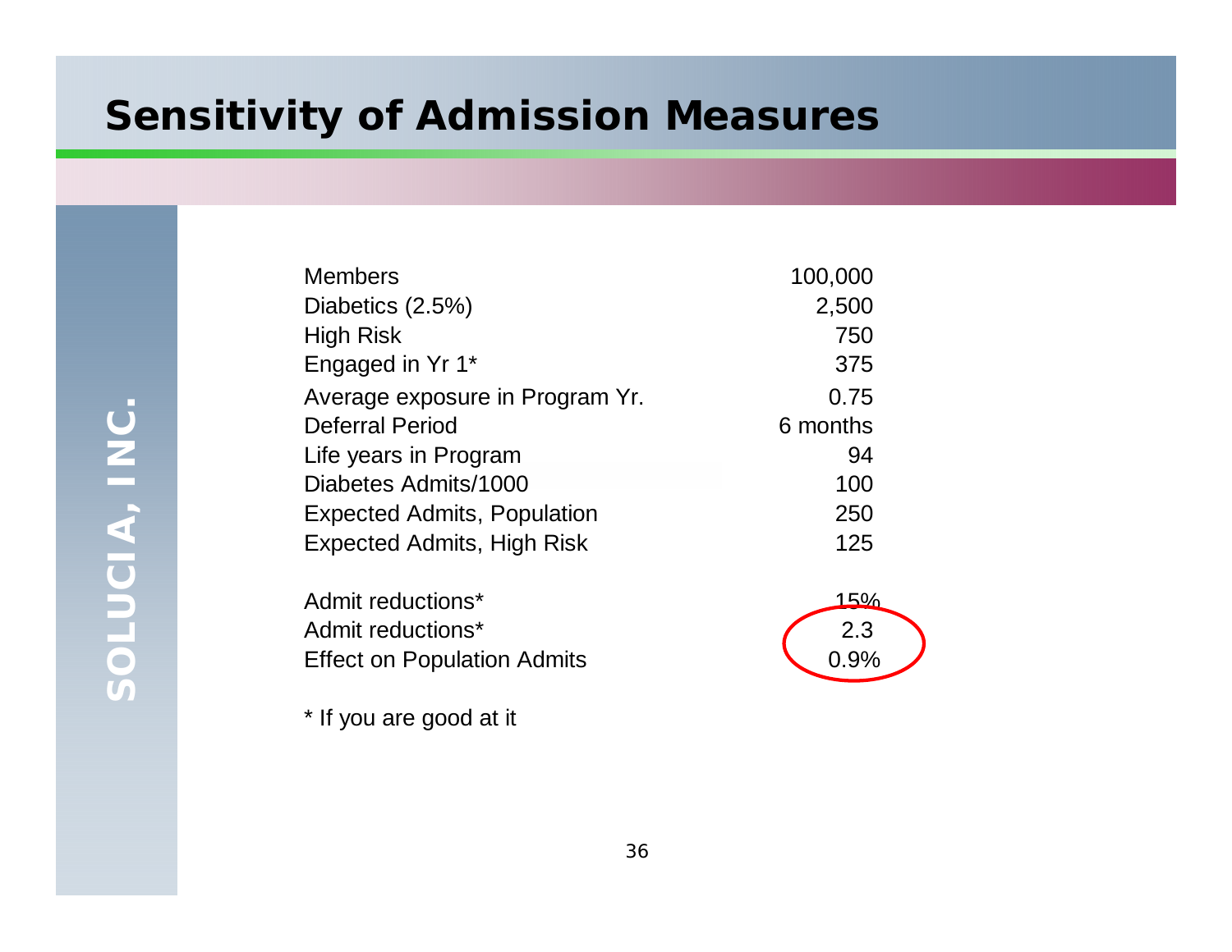# Sensitivity of Admission Measures

| | |
|---|---|
| Members | 100,000 |
| Diabetics (2.5%) | 2,500 |
| High Risk | 750 |
| Engaged in Yr 1* | 375 |
| Average exposure in Program Yr. | 0.75 |
| Deferral Period | 6 months |
| Life years in Program | 94 |
| Diabetes Admits/1000 | 100 |
| Expected Admits, Population | 250 |
| Expected Admits, High Risk | 125 |
| | |
| Admit reductions* | 15% |
| Admit reductions* | 2.3 |
| Effect on Population Admits | 0.9% |

* If you are good at it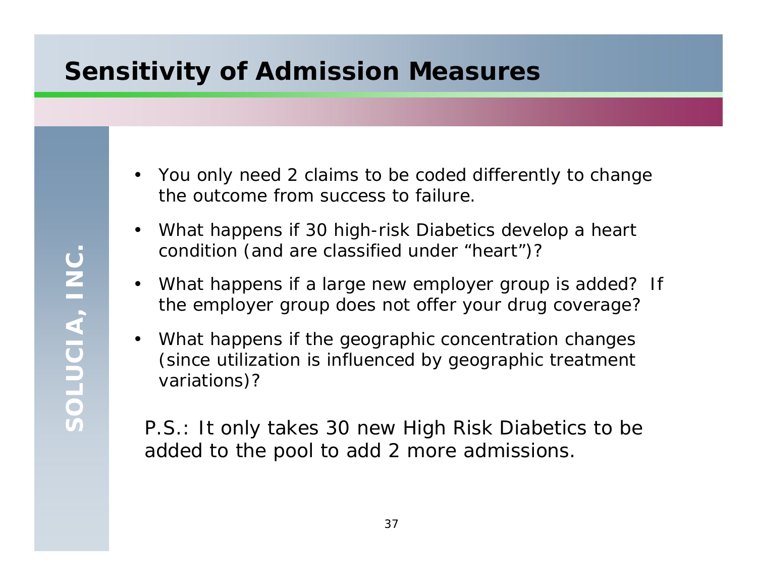# Sensitivity of Admission Measures

- You only need 2 claims to be coded differently to change the outcome from success to failure.
- What happens if 30 high-risk Diabetics develop a heart condition (and are classified under "heart")?
- What happens if a large new employer group is added? If the employer group does not offer your drug coverage?
- What happens if the geographic concentration changes (since utilization is influenced by geographic treatment variations)?

P.S.: It only takes 30 new High Risk Diabetics to be added to the pool to add 2 more admissions.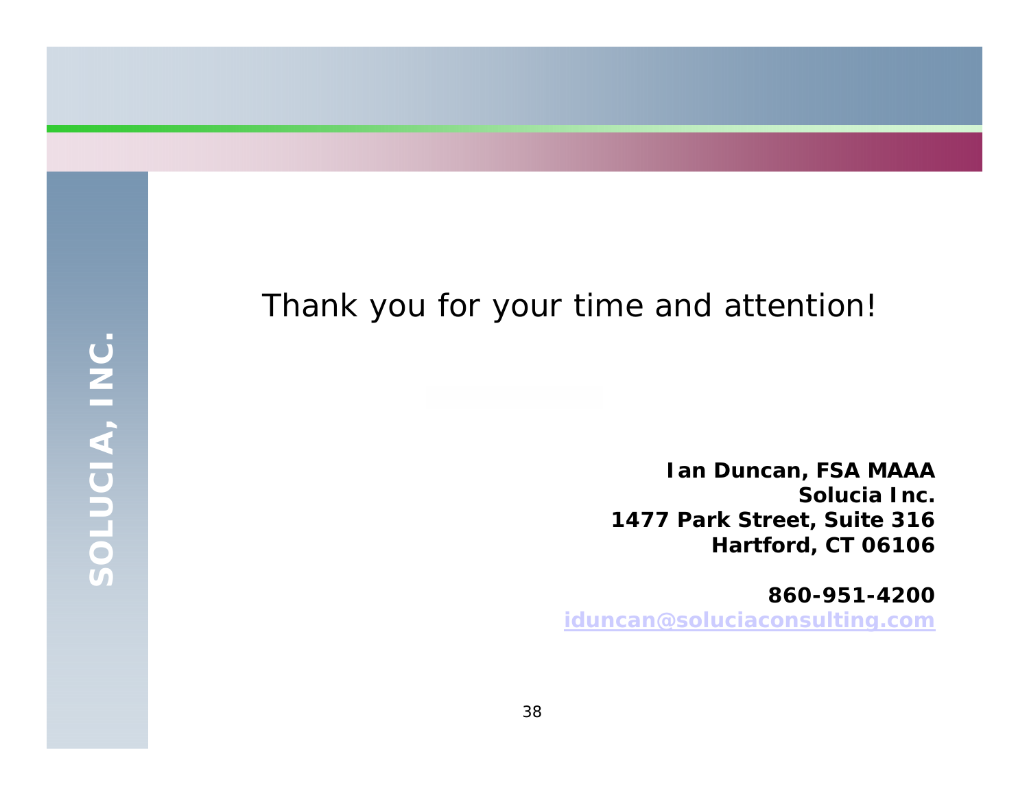Thank you for your time and attention!

**Ian Duncan, FSA MAAA**
**Solucia Inc.**
**1477 Park Street, Suite 316**
**Hartford, CT 06106**

**860-951-4200**
**iduncan@soluciaconsulting.com**